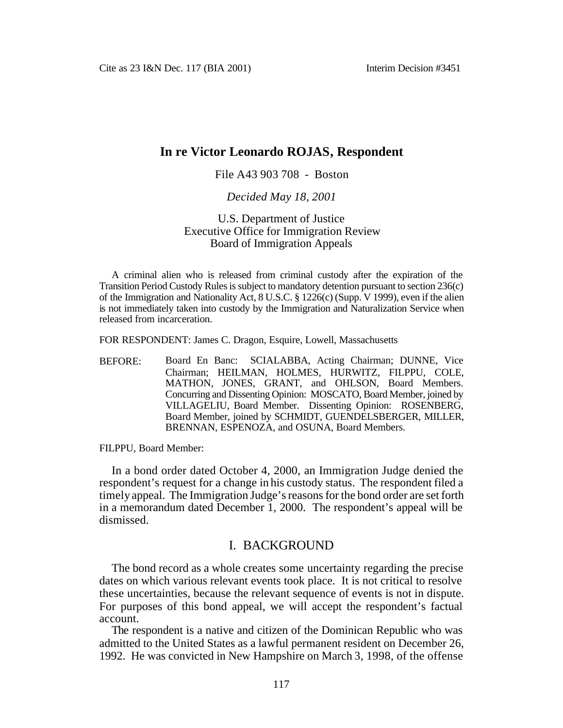# In re Victor Leonardo ROJAS, Respondent

File A43 903 708 - Boston

*Decided May 18, 2001*

U.S. Department of Justice
Executive Office for Immigration Review
Board of Immigration Appeals

A criminal alien who is released from criminal custody after the expiration of the Transition Period Custody Rules is subject to mandatory detention pursuant to section 236(c) of the Immigration and Nationality Act, 8 U.S.C. § 1226(c) (Supp. V 1999), even if the alien is not immediately taken into custody by the Immigration and Naturalization Service when released from incarceration.

FOR RESPONDENT: James C. Dragon, Esquire, Lowell, Massachusetts

BEFORE: Board En Banc: SCIALABBA, Acting Chairman; DUNNE, Vice Chairman; HEILMAN, HOLMES, HURWITZ, FILPPU, COLE, MATHON, JONES, GRANT, and OHLSON, Board Members. Concurring and Dissenting Opinion: MOSCATO, Board Member, joined by VILLAGELIU, Board Member. Dissenting Opinion: ROSENBERG, Board Member, joined by SCHMIDT, GUENDELSBERGER, MILLER, BRENNAN, ESPENOZA, and OSUNA, Board Members.

FILPPU, Board Member:

In a bond order dated October 4, 2000, an Immigration Judge denied the respondent's request for a change in his custody status. The respondent filed a timely appeal. The Immigration Judge's reasons for the bond order are set forth in a memorandum dated December 1, 2000. The respondent's appeal will be dismissed.

## I. BACKGROUND

The bond record as a whole creates some uncertainty regarding the precise dates on which various relevant events took place. It is not critical to resolve these uncertainties, because the relevant sequence of events is not in dispute. For purposes of this bond appeal, we will accept the respondent's factual account.

The respondent is a native and citizen of the Dominican Republic who was admitted to the United States as a lawful permanent resident on December 26, 1992. He was convicted in New Hampshire on March 3, 1998, of the offense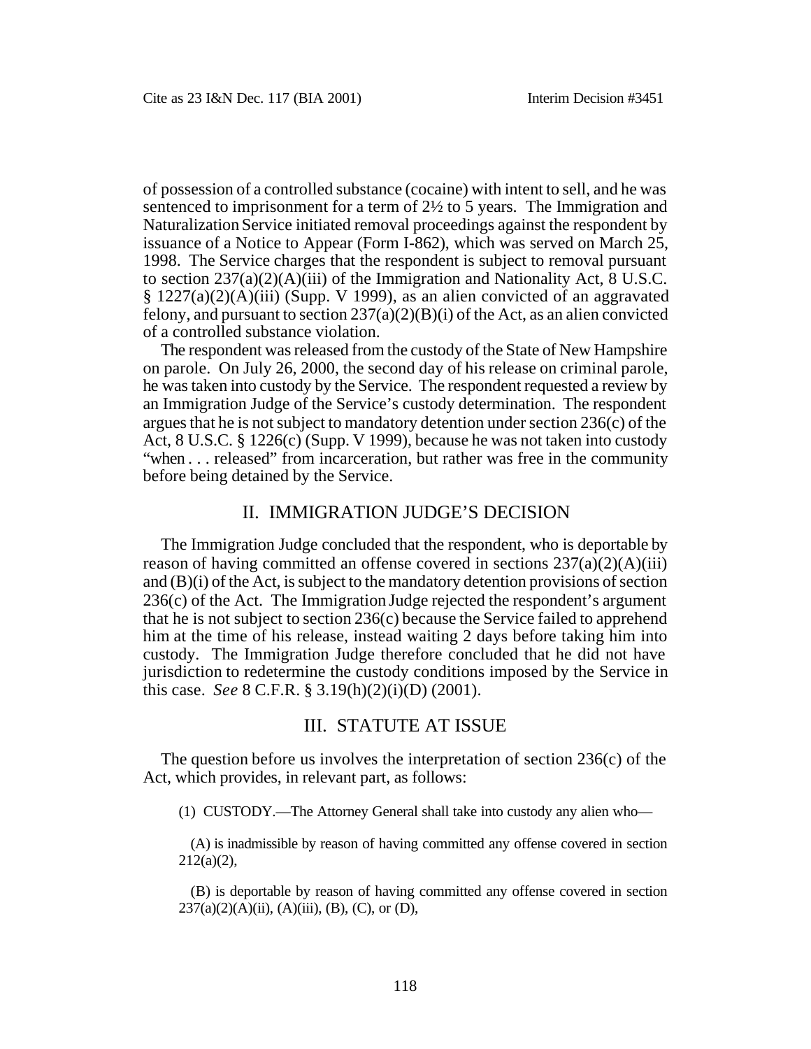of possession of a controlled substance (cocaine) with intent to sell, and he was sentenced to imprisonment for a term of 2½ to 5 years. The Immigration and Naturalization Service initiated removal proceedings against the respondent by issuance of a Notice to Appear (Form I-862), which was served on March 25, 1998. The Service charges that the respondent is subject to removal pursuant to section 237(a)(2)(A)(iii) of the Immigration and Nationality Act, 8 U.S.C. § 1227(a)(2)(A)(iii) (Supp. V 1999), as an alien convicted of an aggravated felony, and pursuant to section 237(a)(2)(B)(i) of the Act, as an alien convicted of a controlled substance violation.

The respondent was released from the custody of the State of New Hampshire on parole. On July 26, 2000, the second day of his release on criminal parole, he was taken into custody by the Service. The respondent requested a review by an Immigration Judge of the Service's custody determination. The respondent argues that he is not subject to mandatory detention under section 236(c) of the Act, 8 U.S.C. § 1226(c) (Supp. V 1999), because he was not taken into custody "when . . . released" from incarceration, but rather was free in the community before being detained by the Service.

## II. IMMIGRATION JUDGE'S DECISION

The Immigration Judge concluded that the respondent, who is deportable by reason of having committed an offense covered in sections 237(a)(2)(A)(iii) and (B)(i) of the Act, is subject to the mandatory detention provisions of section 236(c) of the Act. The Immigration Judge rejected the respondent's argument that he is not subject to section 236(c) because the Service failed to apprehend him at the time of his release, instead waiting 2 days before taking him into custody. The Immigration Judge therefore concluded that he did not have jurisdiction to redetermine the custody conditions imposed by the Service in this case. *See* 8 C.F.R. § 3.19(h)(2)(i)(D) (2001).

## III. STATUTE AT ISSUE

The question before us involves the interpretation of section 236(c) of the Act, which provides, in relevant part, as follows:

> (1) CUSTODY.—The Attorney General shall take into custody any alien who—
>
> (A) is inadmissible by reason of having committed any offense covered in section 212(a)(2),
>
> (B) is deportable by reason of having committed any offense covered in section 237(a)(2)(A)(ii), (A)(iii), (B), (C), or (D),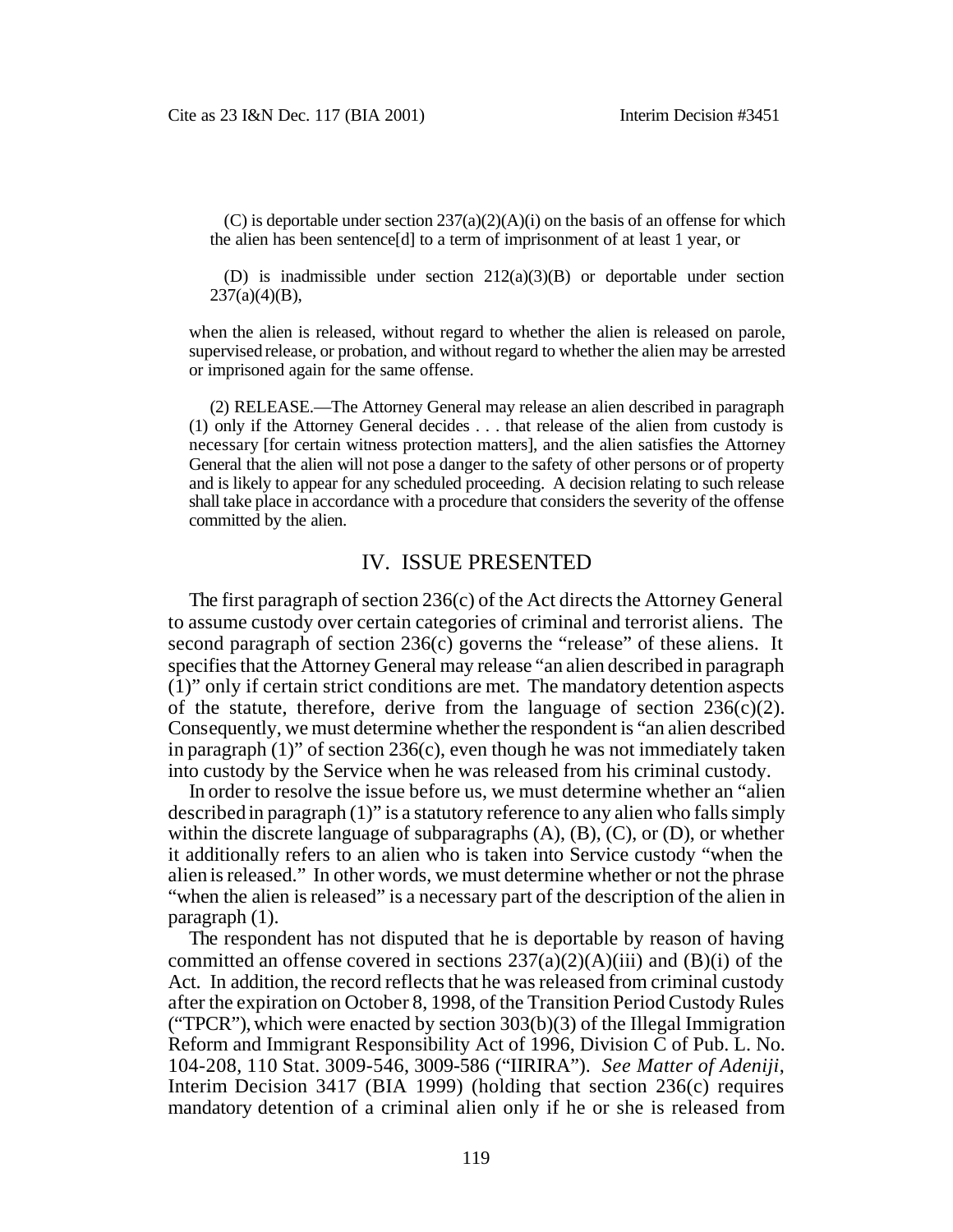(C) is deportable under section 237(a)(2)(A)(i) on the basis of an offense for which the alien has been sentence[d] to a term of imprisonment of at least 1 year, or

(D) is inadmissible under section 212(a)(3)(B) or deportable under section 237(a)(4)(B),

when the alien is released, without regard to whether the alien is released on parole, supervised release, or probation, and without regard to whether the alien may be arrested or imprisoned again for the same offense.

(2) RELEASE.—The Attorney General may release an alien described in paragraph (1) only if the Attorney General decides . . . that release of the alien from custody is necessary [for certain witness protection matters], and the alien satisfies the Attorney General that the alien will not pose a danger to the safety of other persons or of property and is likely to appear for any scheduled proceeding. A decision relating to such release shall take place in accordance with a procedure that considers the severity of the offense committed by the alien.

## IV. ISSUE PRESENTED

The first paragraph of section 236(c) of the Act directs the Attorney General to assume custody over certain categories of criminal and terrorist aliens. The second paragraph of section 236(c) governs the "release" of these aliens. It specifies that the Attorney General may release "an alien described in paragraph (1)" only if certain strict conditions are met. The mandatory detention aspects of the statute, therefore, derive from the language of section 236(c)(2). Consequently, we must determine whether the respondent is "an alien described in paragraph (1)" of section 236(c), even though he was not immediately taken into custody by the Service when he was released from his criminal custody.

In order to resolve the issue before us, we must determine whether an "alien described in paragraph (1)" is a statutory reference to any alien who falls simply within the discrete language of subparagraphs (A), (B), (C), or (D), or whether it additionally refers to an alien who is taken into Service custody "when the alien is released." In other words, we must determine whether or not the phrase "when the alien is released" is a necessary part of the description of the alien in paragraph (1).

The respondent has not disputed that he is deportable by reason of having committed an offense covered in sections 237(a)(2)(A)(iii) and (B)(i) of the Act. In addition, the record reflects that he was released from criminal custody after the expiration on October 8, 1998, of the Transition Period Custody Rules ("TPCR"), which were enacted by section 303(b)(3) of the Illegal Immigration Reform and Immigrant Responsibility Act of 1996, Division C of Pub. L. No. 104-208, 110 Stat. 3009-546, 3009-586 ("IIRIRA"). *See Matter of Adeniji*, Interim Decision 3417 (BIA 1999) (holding that section 236(c) requires mandatory detention of a criminal alien only if he or she is released from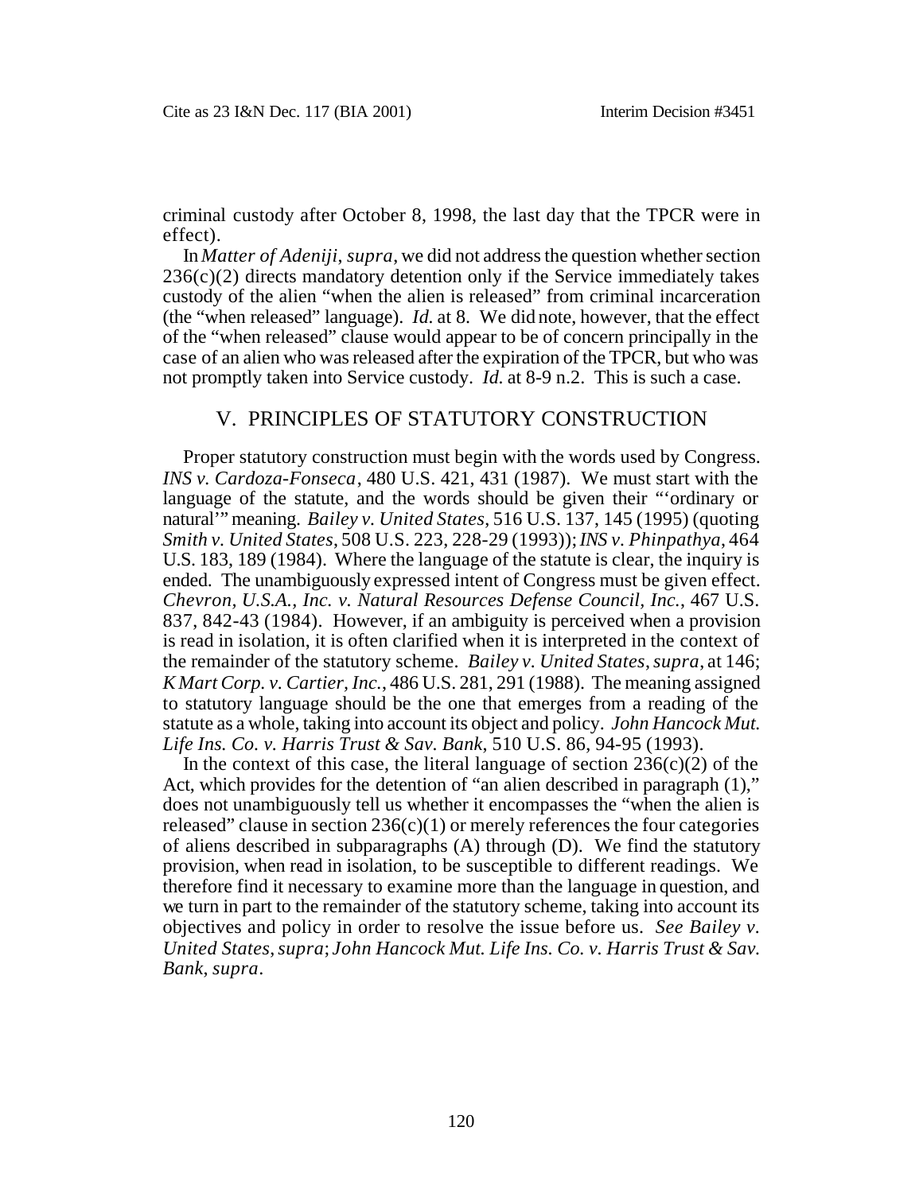criminal custody after October 8, 1998, the last day that the TPCR were in effect).

In *Matter of Adeniji*, *supra*, we did not address the question whether section 236(c)(2) directs mandatory detention only if the Service immediately takes custody of the alien "when the alien is released" from criminal incarceration (the "when released" language). *Id.* at 8. We did note, however, that the effect of the "when released" clause would appear to be of concern principally in the case of an alien who was released after the expiration of the TPCR, but who was not promptly taken into Service custody. *Id.* at 8-9 n.2. This is such a case.

## V. PRINCIPLES OF STATUTORY CONSTRUCTION

Proper statutory construction must begin with the words used by Congress. *INS v. Cardoza-Fonseca*, 480 U.S. 421, 431 (1987). We must start with the language of the statute, and the words should be given their "'ordinary or natural'" meaning. *Bailey v. United States*, 516 U.S. 137, 145 (1995) (quoting *Smith v. United States*, 508 U.S. 223, 228-29 (1993)); *INS v. Phinpathya*, 464 U.S. 183, 189 (1984). Where the language of the statute is clear, the inquiry is ended. The unambiguously expressed intent of Congress must be given effect. *Chevron, U.S.A., Inc. v. Natural Resources Defense Council, Inc.*, 467 U.S. 837, 842-43 (1984). However, if an ambiguity is perceived when a provision is read in isolation, it is often clarified when it is interpreted in the context of the remainder of the statutory scheme. *Bailey v. United States*, *supra*, at 146; *K Mart Corp. v. Cartier, Inc.*, 486 U.S. 281, 291 (1988). The meaning assigned to statutory language should be the one that emerges from a reading of the statute as a whole, taking into account its object and policy. *John Hancock Mut. Life Ins. Co. v. Harris Trust & Sav. Bank*, 510 U.S. 86, 94-95 (1993).

In the context of this case, the literal language of section 236(c)(2) of the Act, which provides for the detention of "an alien described in paragraph (1)," does not unambiguously tell us whether it encompasses the "when the alien is released" clause in section 236(c)(1) or merely references the four categories of aliens described in subparagraphs (A) through (D). We find the statutory provision, when read in isolation, to be susceptible to different readings. We therefore find it necessary to examine more than the language in question, and we turn in part to the remainder of the statutory scheme, taking into account its objectives and policy in order to resolve the issue before us. *See Bailey v. United States*, *supra*; *John Hancock Mut. Life Ins. Co. v. Harris Trust & Sav. Bank*, *supra*.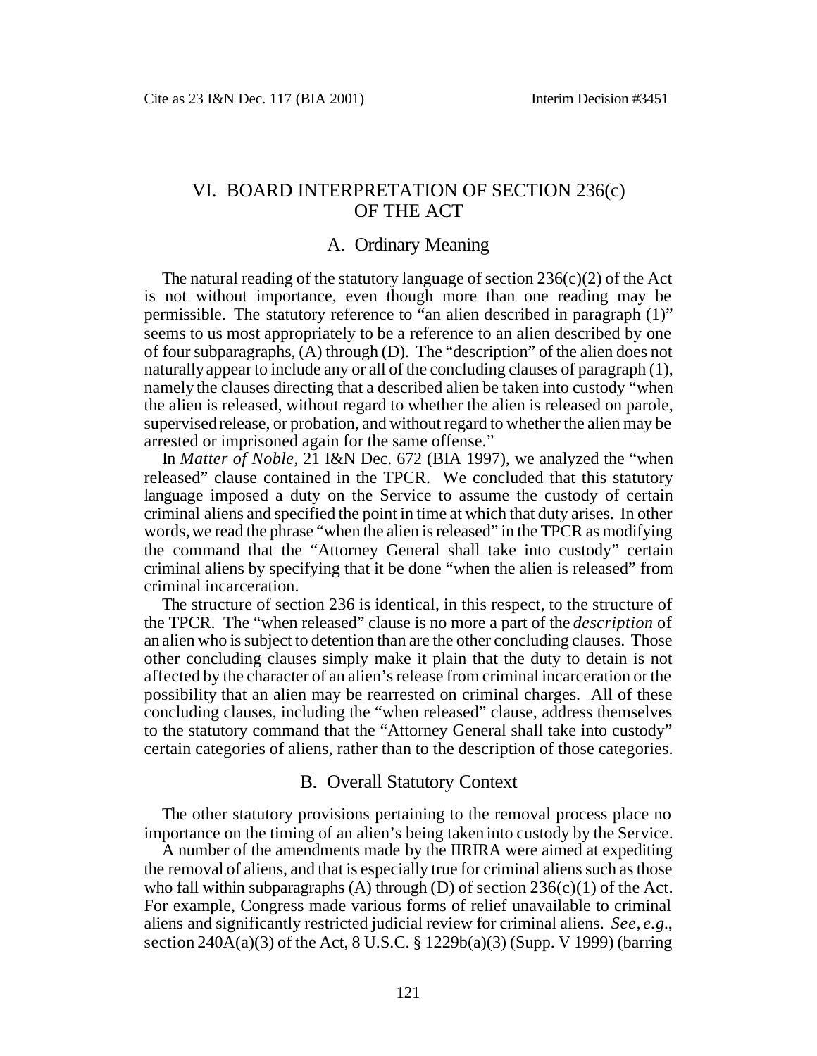## VI. BOARD INTERPRETATION OF SECTION 236(c) OF THE ACT

### A. Ordinary Meaning

The natural reading of the statutory language of section 236(c)(2) of the Act is not without importance, even though more than one reading may be permissible. The statutory reference to "an alien described in paragraph (1)" seems to us most appropriately to be a reference to an alien described by one of four subparagraphs, (A) through (D). The "description" of the alien does not naturally appear to include any or all of the concluding clauses of paragraph (1), namely the clauses directing that a described alien be taken into custody "when the alien is released, without regard to whether the alien is released on parole, supervised release, or probation, and without regard to whether the alien may be arrested or imprisoned again for the same offense."

In *Matter of Noble*, 21 I&N Dec. 672 (BIA 1997), we analyzed the "when released" clause contained in the TPCR. We concluded that this statutory language imposed a duty on the Service to assume the custody of certain criminal aliens and specified the point in time at which that duty arises. In other words, we read the phrase "when the alien is released" in the TPCR as modifying the command that the "Attorney General shall take into custody" certain criminal aliens by specifying that it be done "when the alien is released" from criminal incarceration.

The structure of section 236 is identical, in this respect, to the structure of the TPCR. The "when released" clause is no more a part of the *description* of an alien who is subject to detention than are the other concluding clauses. Those other concluding clauses simply make it plain that the duty to detain is not affected by the character of an alien's release from criminal incarceration or the possibility that an alien may be rearrested on criminal charges. All of these concluding clauses, including the "when released" clause, address themselves to the statutory command that the "Attorney General shall take into custody" certain categories of aliens, rather than to the description of those categories.

### B. Overall Statutory Context

The other statutory provisions pertaining to the removal process place no importance on the timing of an alien's being taken into custody by the Service.

A number of the amendments made by the IIRIRA were aimed at expediting the removal of aliens, and that is especially true for criminal aliens such as those who fall within subparagraphs (A) through (D) of section 236(c)(1) of the Act. For example, Congress made various forms of relief unavailable to criminal aliens and significantly restricted judicial review for criminal aliens. *See, e.g.*, section 240A(a)(3) of the Act, 8 U.S.C. § 1229b(a)(3) (Supp. V 1999) (barring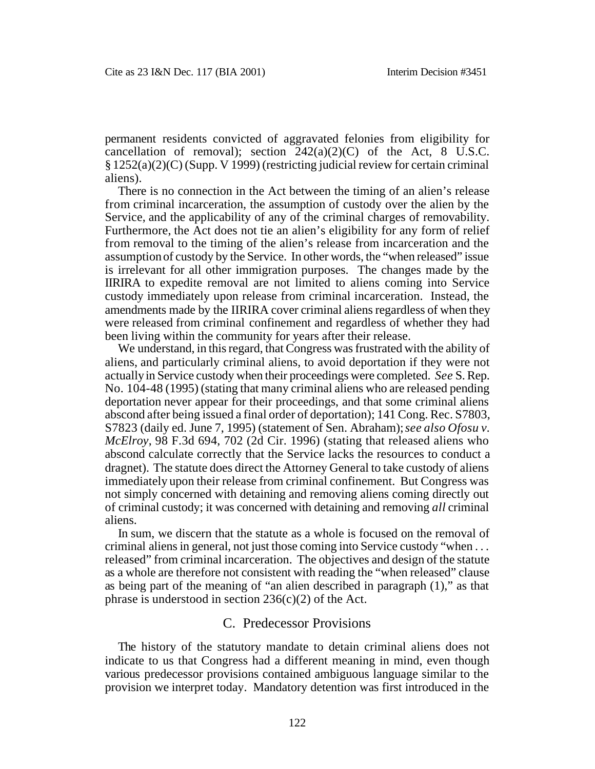permanent residents convicted of aggravated felonies from eligibility for cancellation of removal); section 242(a)(2)(C) of the Act, 8 U.S.C. § 1252(a)(2)(C) (Supp. V 1999) (restricting judicial review for certain criminal aliens).

There is no connection in the Act between the timing of an alien's release from criminal incarceration, the assumption of custody over the alien by the Service, and the applicability of any of the criminal charges of removability. Furthermore, the Act does not tie an alien's eligibility for any form of relief from removal to the timing of the alien's release from incarceration and the assumption of custody by the Service. In other words, the "when released" issue is irrelevant for all other immigration purposes. The changes made by the IIRIRA to expedite removal are not limited to aliens coming into Service custody immediately upon release from criminal incarceration. Instead, the amendments made by the IIRIRA cover criminal aliens regardless of when they were released from criminal confinement and regardless of whether they had been living within the community for years after their release.

We understand, in this regard, that Congress was frustrated with the ability of aliens, and particularly criminal aliens, to avoid deportation if they were not actually in Service custody when their proceedings were completed. *See* S. Rep. No. 104-48 (1995) (stating that many criminal aliens who are released pending deportation never appear for their proceedings, and that some criminal aliens abscond after being issued a final order of deportation); 141 Cong. Rec. S7803, S7823 (daily ed. June 7, 1995) (statement of Sen. Abraham); *see also Ofosu v. McElroy*, 98 F.3d 694, 702 (2d Cir. 1996) (stating that released aliens who abscond calculate correctly that the Service lacks the resources to conduct a dragnet). The statute does direct the Attorney General to take custody of aliens immediately upon their release from criminal confinement. But Congress was not simply concerned with detaining and removing aliens coming directly out of criminal custody; it was concerned with detaining and removing *all* criminal aliens.

In sum, we discern that the statute as a whole is focused on the removal of criminal aliens in general, not just those coming into Service custody "when . . . released" from criminal incarceration. The objectives and design of the statute as a whole are therefore not consistent with reading the "when released" clause as being part of the meaning of "an alien described in paragraph (1)," as that phrase is understood in section 236(c)(2) of the Act.

## C. Predecessor Provisions

The history of the statutory mandate to detain criminal aliens does not indicate to us that Congress had a different meaning in mind, even though various predecessor provisions contained ambiguous language similar to the provision we interpret today. Mandatory detention was first introduced in the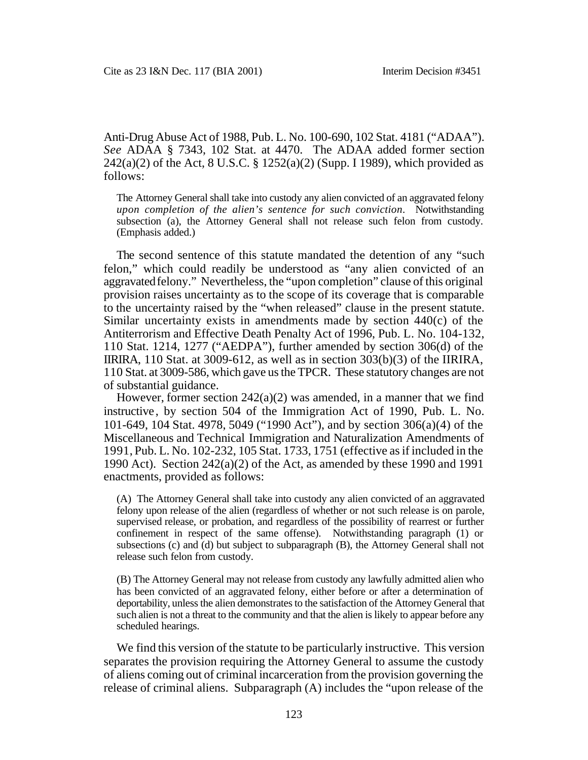Anti-Drug Abuse Act of 1988, Pub. L. No. 100-690, 102 Stat. 4181 ("ADAA"). *See* ADAA § 7343, 102 Stat. at 4470. The ADAA added former section 242(a)(2) of the Act, 8 U.S.C. § 1252(a)(2) (Supp. I 1989), which provided as follows:

> The Attorney General shall take into custody any alien convicted of an aggravated felony *upon completion of the alien's sentence for such conviction*. Notwithstanding subsection (a), the Attorney General shall not release such felon from custody. (Emphasis added.)

The second sentence of this statute mandated the detention of any "such felon," which could readily be understood as "any alien convicted of an aggravated felony." Nevertheless, the "upon completion" clause of this original provision raises uncertainty as to the scope of its coverage that is comparable to the uncertainty raised by the "when released" clause in the present statute. Similar uncertainty exists in amendments made by section 440(c) of the Antiterrorism and Effective Death Penalty Act of 1996, Pub. L. No. 104-132, 110 Stat. 1214, 1277 ("AEDPA"), further amended by section 306(d) of the IIRIRA, 110 Stat. at 3009-612, as well as in section 303(b)(3) of the IIRIRA, 110 Stat. at 3009-586, which gave us the TPCR. These statutory changes are not of substantial guidance.

However, former section 242(a)(2) was amended, in a manner that we find instructive, by section 504 of the Immigration Act of 1990, Pub. L. No. 101-649, 104 Stat. 4978, 5049 ("1990 Act"), and by section 306(a)(4) of the Miscellaneous and Technical Immigration and Naturalization Amendments of 1991, Pub. L. No. 102-232, 105 Stat. 1733, 1751 (effective as if included in the 1990 Act). Section 242(a)(2) of the Act, as amended by these 1990 and 1991 enactments, provided as follows:

> (A) The Attorney General shall take into custody any alien convicted of an aggravated felony upon release of the alien (regardless of whether or not such release is on parole, supervised release, or probation, and regardless of the possibility of rearrest or further confinement in respect of the same offense). Notwithstanding paragraph (1) or subsections (c) and (d) but subject to subparagraph (B), the Attorney General shall not release such felon from custody.
>
> (B) The Attorney General may not release from custody any lawfully admitted alien who has been convicted of an aggravated felony, either before or after a determination of deportability, unless the alien demonstrates to the satisfaction of the Attorney General that such alien is not a threat to the community and that the alien is likely to appear before any scheduled hearings.

We find this version of the statute to be particularly instructive. This version separates the provision requiring the Attorney General to assume the custody of aliens coming out of criminal incarceration from the provision governing the release of criminal aliens. Subparagraph (A) includes the "upon release of the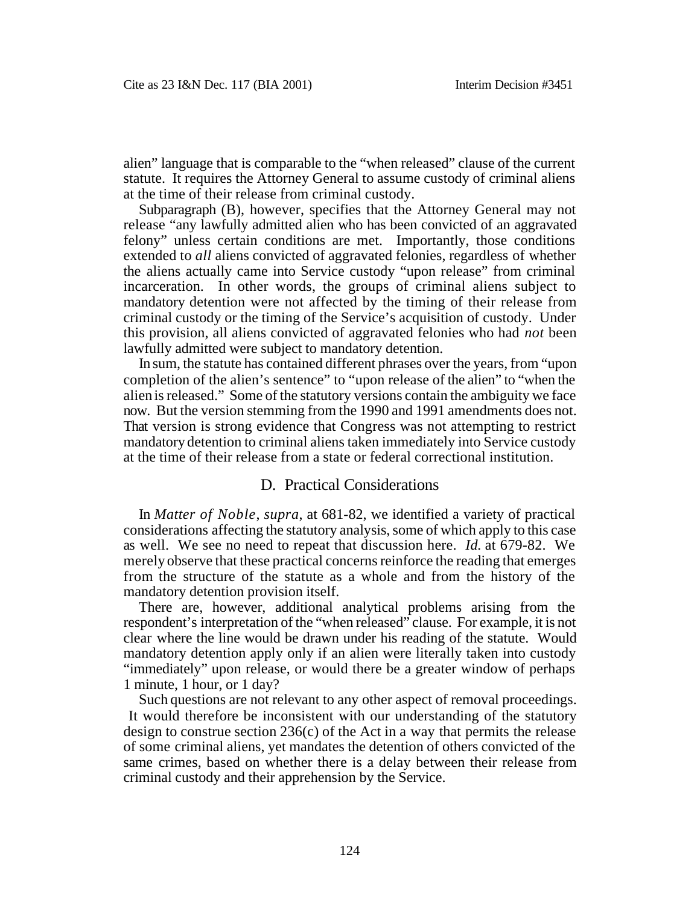alien" language that is comparable to the "when released" clause of the current statute. It requires the Attorney General to assume custody of criminal aliens at the time of their release from criminal custody.

Subparagraph (B), however, specifies that the Attorney General may not release "any lawfully admitted alien who has been convicted of an aggravated felony" unless certain conditions are met. Importantly, those conditions extended to *all* aliens convicted of aggravated felonies, regardless of whether the aliens actually came into Service custody "upon release" from criminal incarceration. In other words, the groups of criminal aliens subject to mandatory detention were not affected by the timing of their release from criminal custody or the timing of the Service's acquisition of custody. Under this provision, all aliens convicted of aggravated felonies who had *not* been lawfully admitted were subject to mandatory detention.

In sum, the statute has contained different phrases over the years, from "upon completion of the alien's sentence" to "upon release of the alien" to "when the alien is released." Some of the statutory versions contain the ambiguity we face now. But the version stemming from the 1990 and 1991 amendments does not. That version is strong evidence that Congress was not attempting to restrict mandatory detention to criminal aliens taken immediately into Service custody at the time of their release from a state or federal correctional institution.

## D. Practical Considerations

In *Matter of Noble*, *supra*, at 681-82, we identified a variety of practical considerations affecting the statutory analysis, some of which apply to this case as well. We see no need to repeat that discussion here. *Id.* at 679-82. We merely observe that these practical concerns reinforce the reading that emerges from the structure of the statute as a whole and from the history of the mandatory detention provision itself.

There are, however, additional analytical problems arising from the respondent's interpretation of the "when released" clause. For example, it is not clear where the line would be drawn under his reading of the statute. Would mandatory detention apply only if an alien were literally taken into custody "immediately" upon release, or would there be a greater window of perhaps 1 minute, 1 hour, or 1 day?

Such questions are not relevant to any other aspect of removal proceedings. It would therefore be inconsistent with our understanding of the statutory design to construe section 236(c) of the Act in a way that permits the release of some criminal aliens, yet mandates the detention of others convicted of the same crimes, based on whether there is a delay between their release from criminal custody and their apprehension by the Service.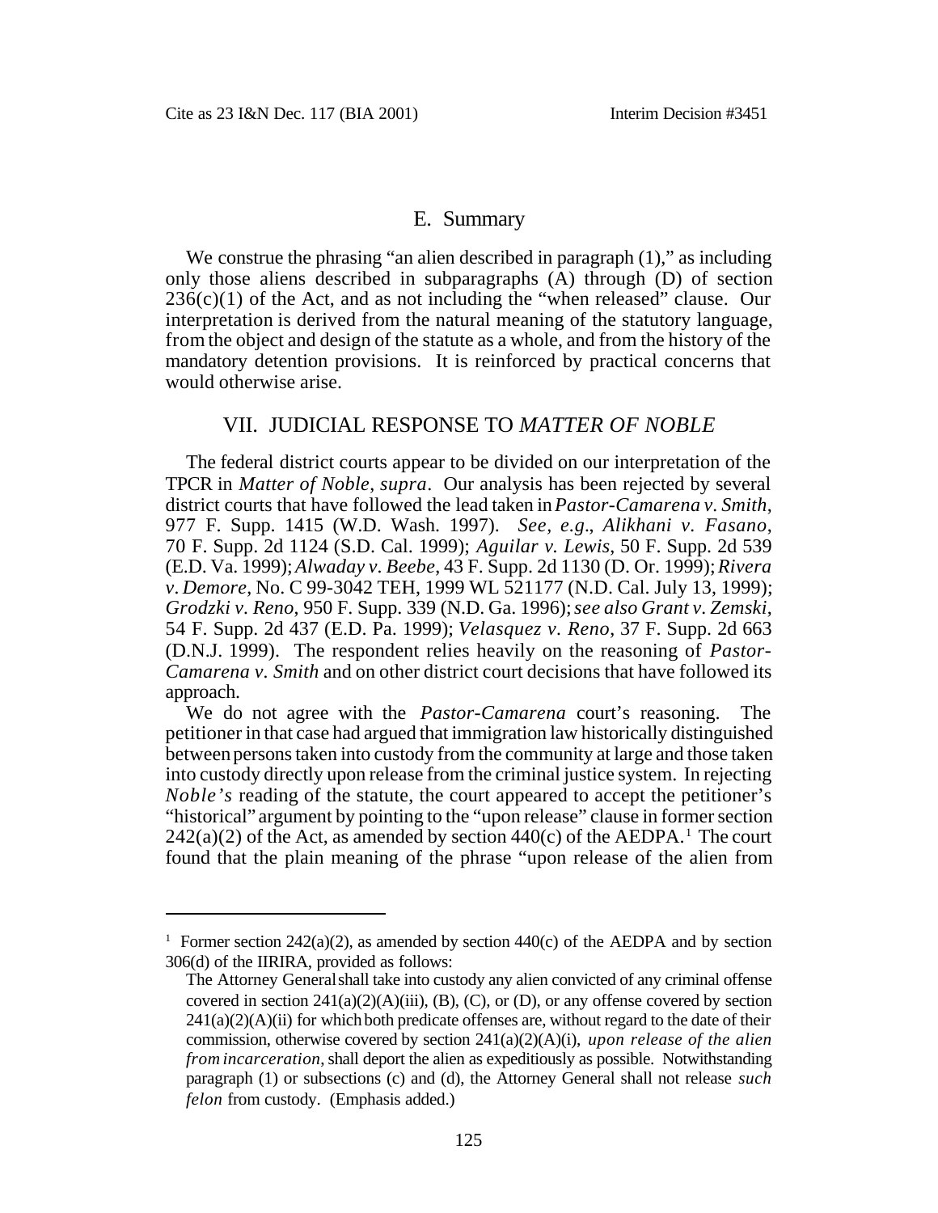### E. Summary

We construe the phrasing "an alien described in paragraph (1)," as including only those aliens described in subparagraphs (A) through (D) of section 236(c)(1) of the Act, and as not including the "when released" clause. Our interpretation is derived from the natural meaning of the statutory language, from the object and design of the statute as a whole, and from the history of the mandatory detention provisions. It is reinforced by practical concerns that would otherwise arise.

## VII. JUDICIAL RESPONSE TO *MATTER OF NOBLE*

The federal district courts appear to be divided on our interpretation of the TPCR in *Matter of Noble*, *supra*. Our analysis has been rejected by several district courts that have followed the lead taken in *Pastor-Camarena v. Smith*, 977 F. Supp. 1415 (W.D. Wash. 1997). *See, e.g*., *Alikhani v. Fasano*, 70 F. Supp. 2d 1124 (S.D. Cal. 1999); *Aguilar v. Lewis*, 50 F. Supp. 2d 539 (E.D. Va. 1999); *Alwaday v. Beebe*, 43 F. Supp. 2d 1130 (D. Or. 1999); *Rivera v. Demore*, No. C 99-3042 TEH, 1999 WL 521177 (N.D. Cal. July 13, 1999); *Grodzki v. Reno*, 950 F. Supp. 339 (N.D. Ga. 1996); *see also Grant v. Zemski*, 54 F. Supp. 2d 437 (E.D. Pa. 1999); *Velasquez v. Reno*, 37 F. Supp. 2d 663 (D.N.J. 1999). The respondent relies heavily on the reasoning of *Pastor-Camarena v. Smith* and on other district court decisions that have followed its approach.

We do not agree with the *Pastor-Camarena* court's reasoning. The petitioner in that case had argued that immigration law historically distinguished between persons taken into custody from the community at large and those taken into custody directly upon release from the criminal justice system. In rejecting *Noble's* reading of the statute, the court appeared to accept the petitioner's "historical" argument by pointing to the "upon release" clause in former section 242(a)(2) of the Act, as amended by section 440(c) of the AEDPA.[1] The court found that the plain meaning of the phrase "upon release of the alien from

---

[1] Former section 242(a)(2), as amended by section 440(c) of the AEDPA and by section 306(d) of the IIRIRA, provided as follows:

> The Attorney General shall take into custody any alien convicted of any criminal offense covered in section 241(a)(2)(A)(iii), (B), (C), or (D), or any offense covered by section 241(a)(2)(A)(ii) for which both predicate offenses are, without regard to the date of their commission, otherwise covered by section 241(a)(2)(A)(i), *upon release of the alien from incarceration*, shall deport the alien as expeditiously as possible. Notwithstanding paragraph (1) or subsections (c) and (d), the Attorney General shall not release *such felon* from custody. (Emphasis added.)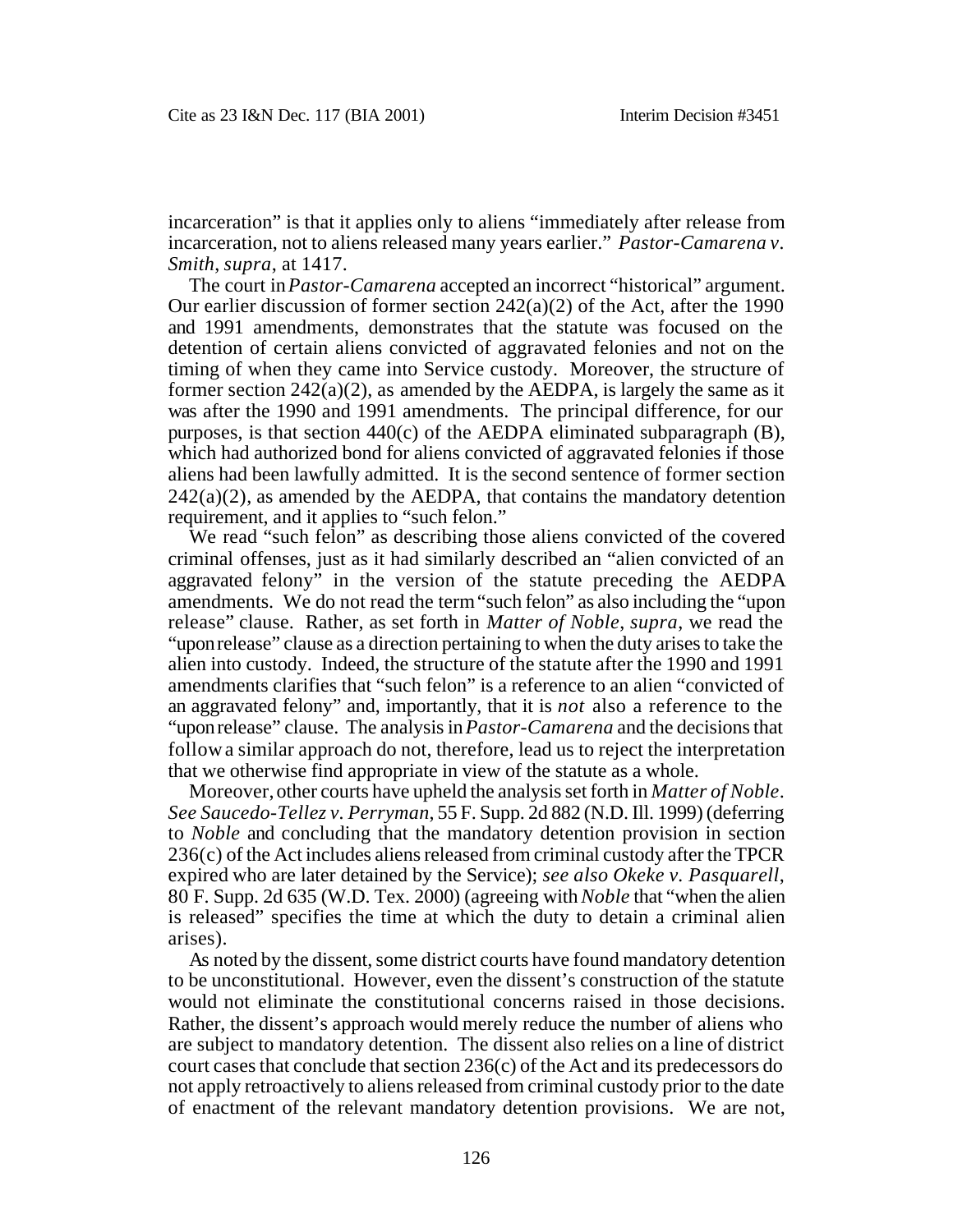incarceration" is that it applies only to aliens "immediately after release from incarceration, not to aliens released many years earlier." *Pastor-Camarena v. Smith*, *supra*, at 1417.

The court in *Pastor-Camarena* accepted an incorrect "historical" argument. Our earlier discussion of former section 242(a)(2) of the Act, after the 1990 and 1991 amendments, demonstrates that the statute was focused on the detention of certain aliens convicted of aggravated felonies and not on the timing of when they came into Service custody. Moreover, the structure of former section 242(a)(2), as amended by the AEDPA, is largely the same as it was after the 1990 and 1991 amendments. The principal difference, for our purposes, is that section 440(c) of the AEDPA eliminated subparagraph (B), which had authorized bond for aliens convicted of aggravated felonies if those aliens had been lawfully admitted. It is the second sentence of former section 242(a)(2), as amended by the AEDPA, that contains the mandatory detention requirement, and it applies to "such felon."

We read "such felon" as describing those aliens convicted of the covered criminal offenses, just as it had similarly described an "alien convicted of an aggravated felony" in the version of the statute preceding the AEDPA amendments. We do not read the term "such felon" as also including the "upon release" clause. Rather, as set forth in *Matter of Noble*, *supra*, we read the "upon release" clause as a direction pertaining to when the duty arises to take the alien into custody. Indeed, the structure of the statute after the 1990 and 1991 amendments clarifies that "such felon" is a reference to an alien "convicted of an aggravated felony" and, importantly, that it is *not* also a reference to the "upon release" clause. The analysis in *Pastor-Camarena* and the decisions that follow a similar approach do not, therefore, lead us to reject the interpretation that we otherwise find appropriate in view of the statute as a whole.

Moreover, other courts have upheld the analysis set forth in *Matter of Noble*. *See Saucedo-Tellez v. Perryman*, 55 F. Supp. 2d 882 (N.D. Ill. 1999) (deferring to *Noble* and concluding that the mandatory detention provision in section 236(c) of the Act includes aliens released from criminal custody after the TPCR expired who are later detained by the Service); *see also Okeke v. Pasquarell*, 80 F. Supp. 2d 635 (W.D. Tex. 2000) (agreeing with *Noble* that "when the alien is released" specifies the time at which the duty to detain a criminal alien arises).

As noted by the dissent, some district courts have found mandatory detention to be unconstitutional. However, even the dissent's construction of the statute would not eliminate the constitutional concerns raised in those decisions. Rather, the dissent's approach would merely reduce the number of aliens who are subject to mandatory detention. The dissent also relies on a line of district court cases that conclude that section 236(c) of the Act and its predecessors do not apply retroactively to aliens released from criminal custody prior to the date of enactment of the relevant mandatory detention provisions. We are not,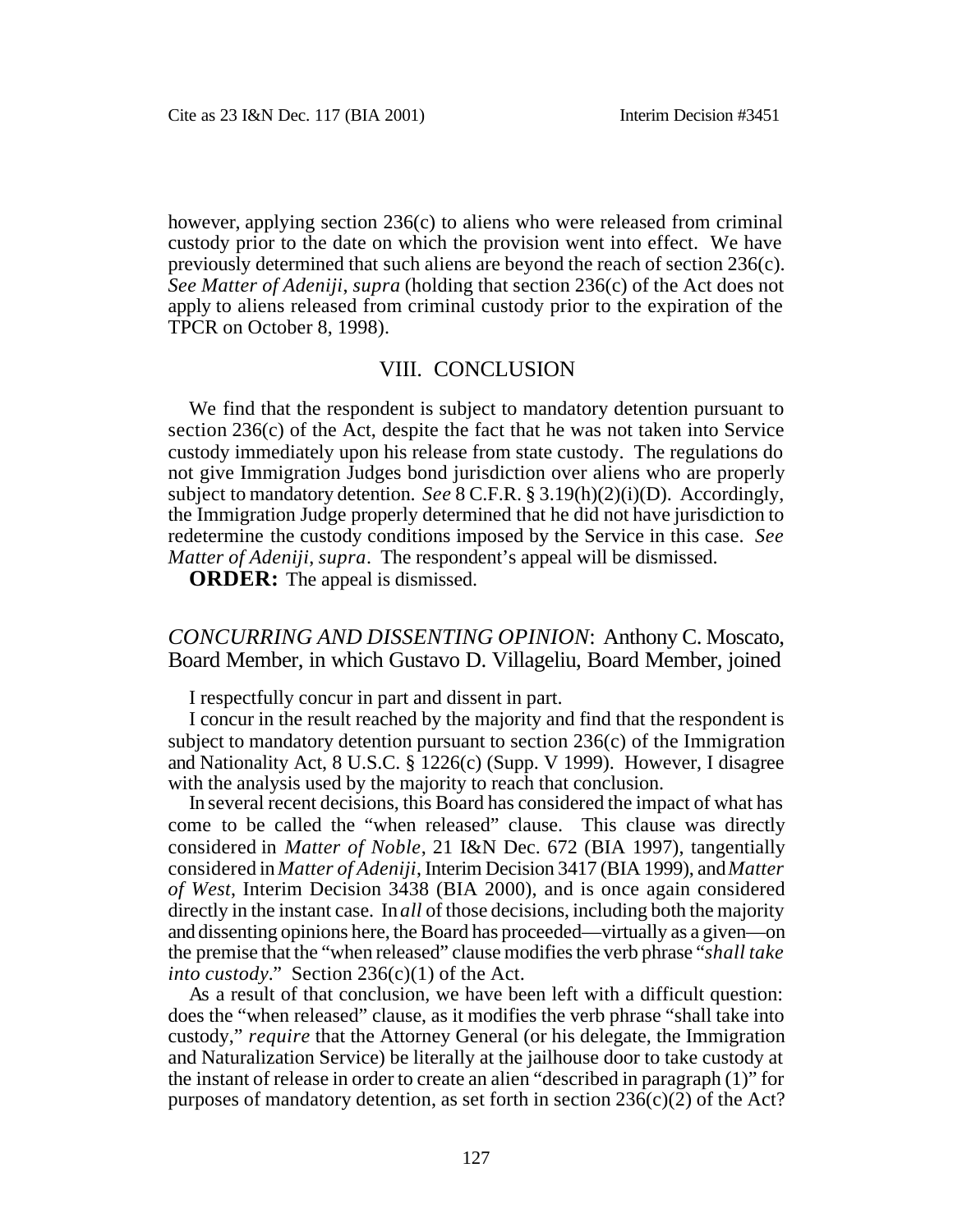however, applying section 236(c) to aliens who were released from criminal custody prior to the date on which the provision went into effect. We have previously determined that such aliens are beyond the reach of section 236(c). *See Matter of Adeniji*, *supra* (holding that section 236(c) of the Act does not apply to aliens released from criminal custody prior to the expiration of the TPCR on October 8, 1998).

## VIII. CONCLUSION

We find that the respondent is subject to mandatory detention pursuant to section 236(c) of the Act, despite the fact that he was not taken into Service custody immediately upon his release from state custody. The regulations do not give Immigration Judges bond jurisdiction over aliens who are properly subject to mandatory detention. *See* 8 C.F.R. § 3.19(h)(2)(i)(D). Accordingly, the Immigration Judge properly determined that he did not have jurisdiction to redetermine the custody conditions imposed by the Service in this case. *See Matter of Adeniji*, *supra*. The respondent's appeal will be dismissed.

**ORDER:** The appeal is dismissed.

## *CONCURRING AND DISSENTING OPINION*: Anthony C. Moscato, Board Member, in which Gustavo D. Villageliu, Board Member, joined

I respectfully concur in part and dissent in part.

I concur in the result reached by the majority and find that the respondent is subject to mandatory detention pursuant to section 236(c) of the Immigration and Nationality Act, 8 U.S.C. § 1226(c) (Supp. V 1999). However, I disagree with the analysis used by the majority to reach that conclusion.

In several recent decisions, this Board has considered the impact of what has come to be called the "when released" clause. This clause was directly considered in *Matter of Noble*, 21 I&N Dec. 672 (BIA 1997), tangentially considered in *Matter of Adeniji*, Interim Decision 3417 (BIA 1999), and *Matter of West*, Interim Decision 3438 (BIA 2000), and is once again considered directly in the instant case. In *all* of those decisions, including both the majority and dissenting opinions here, the Board has proceeded—virtually as a given—on the premise that the "when released" clause modifies the verb phrase "*shall take into custody*." Section 236(c)(1) of the Act.

As a result of that conclusion, we have been left with a difficult question: does the "when released" clause, as it modifies the verb phrase "shall take into custody," *require* that the Attorney General (or his delegate, the Immigration and Naturalization Service) be literally at the jailhouse door to take custody at the instant of release in order to create an alien "described in paragraph (1)" for purposes of mandatory detention, as set forth in section 236(c)(2) of the Act?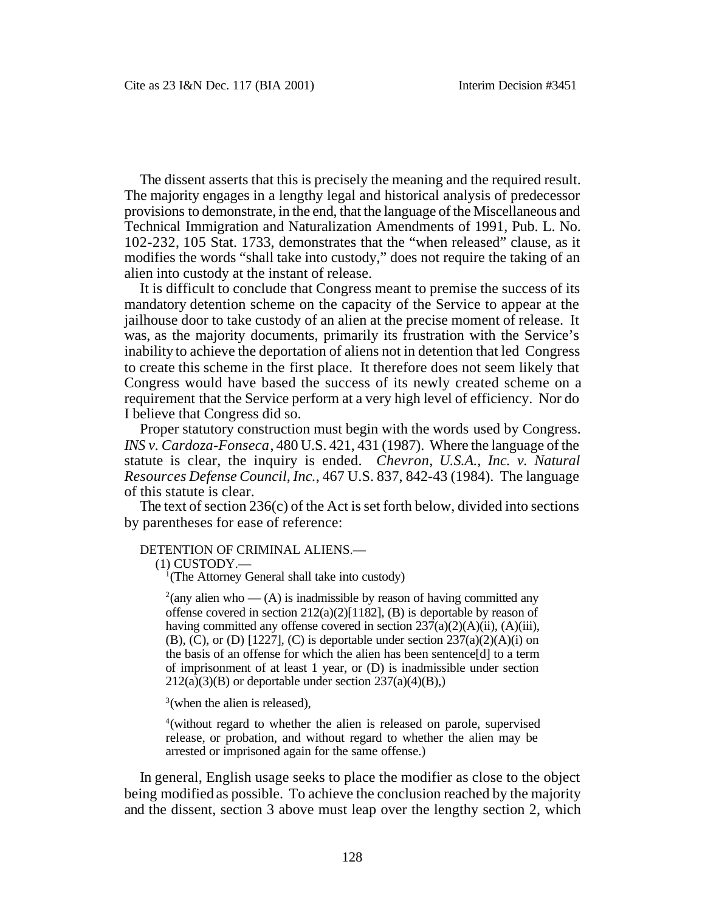The dissent asserts that this is precisely the meaning and the required result. The majority engages in a lengthy legal and historical analysis of predecessor provisions to demonstrate, in the end, that the language of the Miscellaneous and Technical Immigration and Naturalization Amendments of 1991, Pub. L. No. 102-232, 105 Stat. 1733, demonstrates that the "when released" clause, as it modifies the words "shall take into custody," does not require the taking of an alien into custody at the instant of release.

It is difficult to conclude that Congress meant to premise the success of its mandatory detention scheme on the capacity of the Service to appear at the jailhouse door to take custody of an alien at the precise moment of release. It was, as the majority documents, primarily its frustration with the Service's inability to achieve the deportation of aliens not in detention that led Congress to create this scheme in the first place. It therefore does not seem likely that Congress would have based the success of its newly created scheme on a requirement that the Service perform at a very high level of efficiency. Nor do I believe that Congress did so.

Proper statutory construction must begin with the words used by Congress. *INS v. Cardoza-Fonseca*, 480 U.S. 421, 431 (1987). Where the language of the statute is clear, the inquiry is ended. *Chevron, U.S.A., Inc. v. Natural Resources Defense Council, Inc.*, 467 U.S. 837, 842-43 (1984). The language of this statute is clear.

The text of section 236(c) of the Act is set forth below, divided into sections by parentheses for ease of reference:

> DETENTION OF CRIMINAL ALIENS.—
>
> (1) CUSTODY.—
>
> [1](The Attorney General shall take into custody)
>
> [2](any alien who — (A) is inadmissible by reason of having committed any offense covered in section 212(a)(2)[1182], (B) is deportable by reason of having committed any offense covered in section 237(a)(2)(A)(ii), (A)(iii), (B), (C), or (D) [1227], (C) is deportable under section 237(a)(2)(A)(i) on the basis of an offense for which the alien has been sentence[d] to a term of imprisonment of at least 1 year, or (D) is inadmissible under section 212(a)(3)(B) or deportable under section 237(a)(4)(B),)
>
> [3](when the alien is released),
>
> [4](without regard to whether the alien is released on parole, supervised release, or probation, and without regard to whether the alien may be arrested or imprisoned again for the same offense.)

In general, English usage seeks to place the modifier as close to the object being modified as possible. To achieve the conclusion reached by the majority and the dissent, section 3 above must leap over the lengthy section 2, which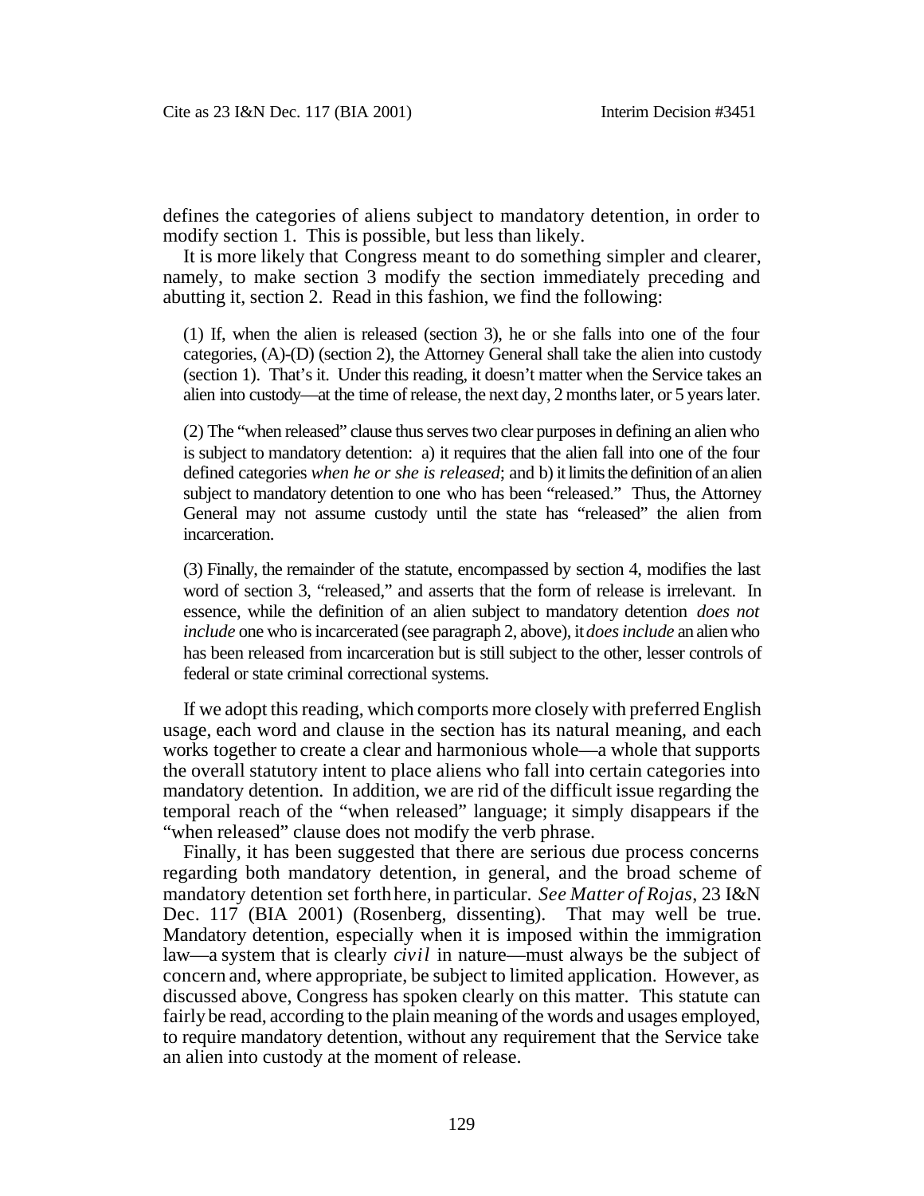defines the categories of aliens subject to mandatory detention, in order to modify section 1. This is possible, but less than likely.

It is more likely that Congress meant to do something simpler and clearer, namely, to make section 3 modify the section immediately preceding and abutting it, section 2. Read in this fashion, we find the following:

> (1) If, when the alien is released (section 3), he or she falls into one of the four categories, (A)-(D) (section 2), the Attorney General shall take the alien into custody (section 1). That's it. Under this reading, it doesn't matter when the Service takes an alien into custody—at the time of release, the next day, 2 months later, or 5 years later.
>
> (2) The "when released" clause thus serves two clear purposes in defining an alien who is subject to mandatory detention: a) it requires that the alien fall into one of the four defined categories *when he or she is released*; and b) it limits the definition of an alien subject to mandatory detention to one who has been "released." Thus, the Attorney General may not assume custody until the state has "released" the alien from incarceration.
>
> (3) Finally, the remainder of the statute, encompassed by section 4, modifies the last word of section 3, "released," and asserts that the form of release is irrelevant. In essence, while the definition of an alien subject to mandatory detention *does not include* one who is incarcerated (see paragraph 2, above), it *does include* an alien who has been released from incarceration but is still subject to the other, lesser controls of federal or state criminal correctional systems.

If we adopt this reading, which comports more closely with preferred English usage, each word and clause in the section has its natural meaning, and each works together to create a clear and harmonious whole—a whole that supports the overall statutory intent to place aliens who fall into certain categories into mandatory detention. In addition, we are rid of the difficult issue regarding the temporal reach of the "when released" language; it simply disappears if the "when released" clause does not modify the verb phrase.

Finally, it has been suggested that there are serious due process concerns regarding both mandatory detention, in general, and the broad scheme of mandatory detention set forth here, in particular. *See Matter of Rojas*, 23 I&N Dec. 117 (BIA 2001) (Rosenberg, dissenting). That may well be true. Mandatory detention, especially when it is imposed within the immigration law—a system that is clearly *civil* in nature—must always be the subject of concern and, where appropriate, be subject to limited application. However, as discussed above, Congress has spoken clearly on this matter. This statute can fairly be read, according to the plain meaning of the words and usages employed, to require mandatory detention, without any requirement that the Service take an alien into custody at the moment of release.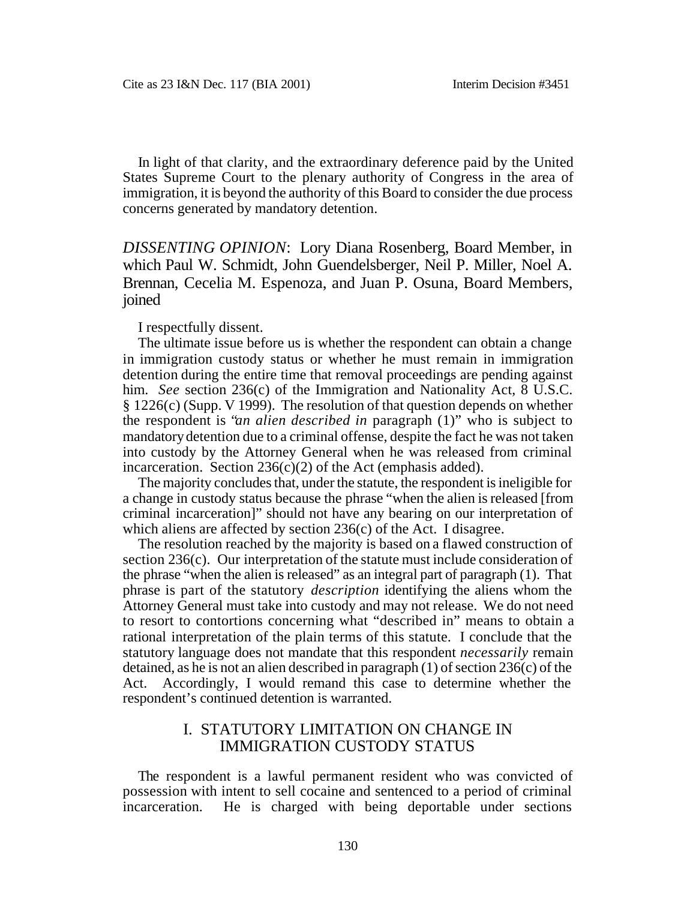In light of that clarity, and the extraordinary deference paid by the United States Supreme Court to the plenary authority of Congress in the area of immigration, it is beyond the authority of this Board to consider the due process concerns generated by mandatory detention.

*DISSENTING OPINION*: Lory Diana Rosenberg, Board Member, in which Paul W. Schmidt, John Guendelsberger, Neil P. Miller, Noel A. Brennan, Cecelia M. Espenoza, and Juan P. Osuna, Board Members, joined

I respectfully dissent.

The ultimate issue before us is whether the respondent can obtain a change in immigration custody status or whether he must remain in immigration detention during the entire time that removal proceedings are pending against him. *See* section 236(c) of the Immigration and Nationality Act, 8 U.S.C. § 1226(c) (Supp. V 1999). The resolution of that question depends on whether the respondent is "*an alien described in* paragraph (1)" who is subject to mandatory detention due to a criminal offense, despite the fact he was not taken into custody by the Attorney General when he was released from criminal incarceration. Section 236(c)(2) of the Act (emphasis added).

The majority concludes that, under the statute, the respondent is ineligible for a change in custody status because the phrase "when the alien is released [from criminal incarceration]" should not have any bearing on our interpretation of which aliens are affected by section 236(c) of the Act. I disagree.

The resolution reached by the majority is based on a flawed construction of section 236(c). Our interpretation of the statute must include consideration of the phrase "when the alien is released" as an integral part of paragraph (1). That phrase is part of the statutory *description* identifying the aliens whom the Attorney General must take into custody and may not release. We do not need to resort to contortions concerning what "described in" means to obtain a rational interpretation of the plain terms of this statute. I conclude that the statutory language does not mandate that this respondent *necessarily* remain detained, as he is not an alien described in paragraph (1) of section 236(c) of the Act. Accordingly, I would remand this case to determine whether the respondent's continued detention is warranted.

## I. STATUTORY LIMITATION ON CHANGE IN IMMIGRATION CUSTODY STATUS

The respondent is a lawful permanent resident who was convicted of possession with intent to sell cocaine and sentenced to a period of criminal incarceration. He is charged with being deportable under sections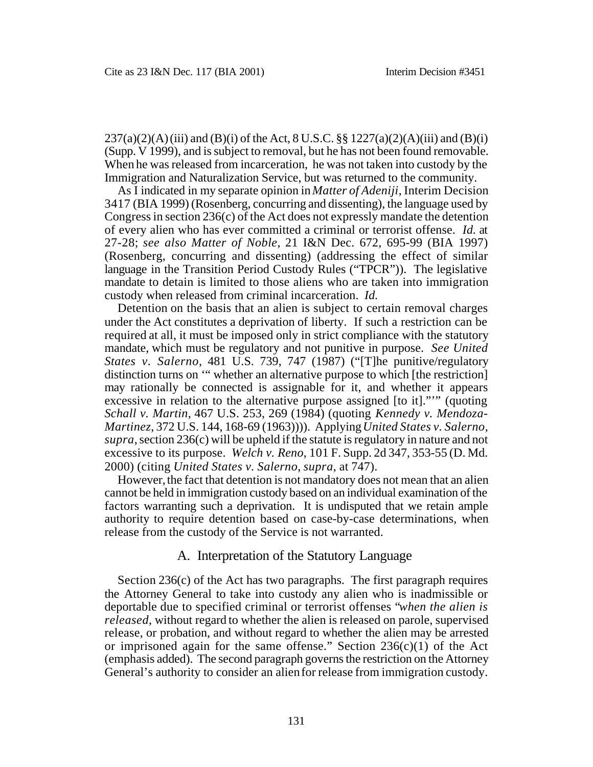237(a)(2)(A)(iii) and (B)(i) of the Act, 8 U.S.C. §§ 1227(a)(2)(A)(iii) and (B)(i) (Supp. V 1999), and is subject to removal, but he has not been found removable. When he was released from incarceration, he was not taken into custody by the Immigration and Naturalization Service, but was returned to the community.

As I indicated in my separate opinion in *Matter of Adeniji*, Interim Decision 3417 (BIA 1999) (Rosenberg, concurring and dissenting), the language used by Congress in section 236(c) of the Act does not expressly mandate the detention of every alien who has ever committed a criminal or terrorist offense. *Id.* at 27-28; *see also Matter of Noble*, 21 I&N Dec. 672, 695-99 (BIA 1997) (Rosenberg, concurring and dissenting) (addressing the effect of similar language in the Transition Period Custody Rules ("TPCR")). The legislative mandate to detain is limited to those aliens who are taken into immigration custody when released from criminal incarceration. *Id.*

Detention on the basis that an alien is subject to certain removal charges under the Act constitutes a deprivation of liberty. If such a restriction can be required at all, it must be imposed only in strict compliance with the statutory mandate, which must be regulatory and not punitive in purpose. *See United States v. Salerno*, 481 U.S. 739, 747 (1987) ("[T]he punitive/regulatory distinction turns on '" whether an alternative purpose to which [the restriction] may rationally be connected is assignable for it, and whether it appears excessive in relation to the alternative purpose assigned [to it]."'" (quoting *Schall v. Martin*, 467 U.S. 253, 269 (1984) (quoting *Kennedy v. Mendoza-Martinez*, 372 U.S. 144, 168-69 (1963)))). Applying *United States v. Salerno*, *supra*, section 236(c) will be upheld if the statute is regulatory in nature and not excessive to its purpose. *Welch v. Reno*, 101 F. Supp. 2d 347, 353-55 (D. Md. 2000) (citing *United States v. Salerno*, *supra*, at 747).

However, the fact that detention is not mandatory does not mean that an alien cannot be held in immigration custody based on an individual examination of the factors warranting such a deprivation. It is undisputed that we retain ample authority to require detention based on case-by-case determinations, when release from the custody of the Service is not warranted.

## A. Interpretation of the Statutory Language

Section 236(c) of the Act has two paragraphs. The first paragraph requires the Attorney General to take into custody any alien who is inadmissible or deportable due to specified criminal or terrorist offenses "*when the alien is released*, without regard to whether the alien is released on parole, supervised release, or probation, and without regard to whether the alien may be arrested or imprisoned again for the same offense." Section 236(c)(1) of the Act (emphasis added). The second paragraph governs the restriction on the Attorney General's authority to consider an alien for release from immigration custody.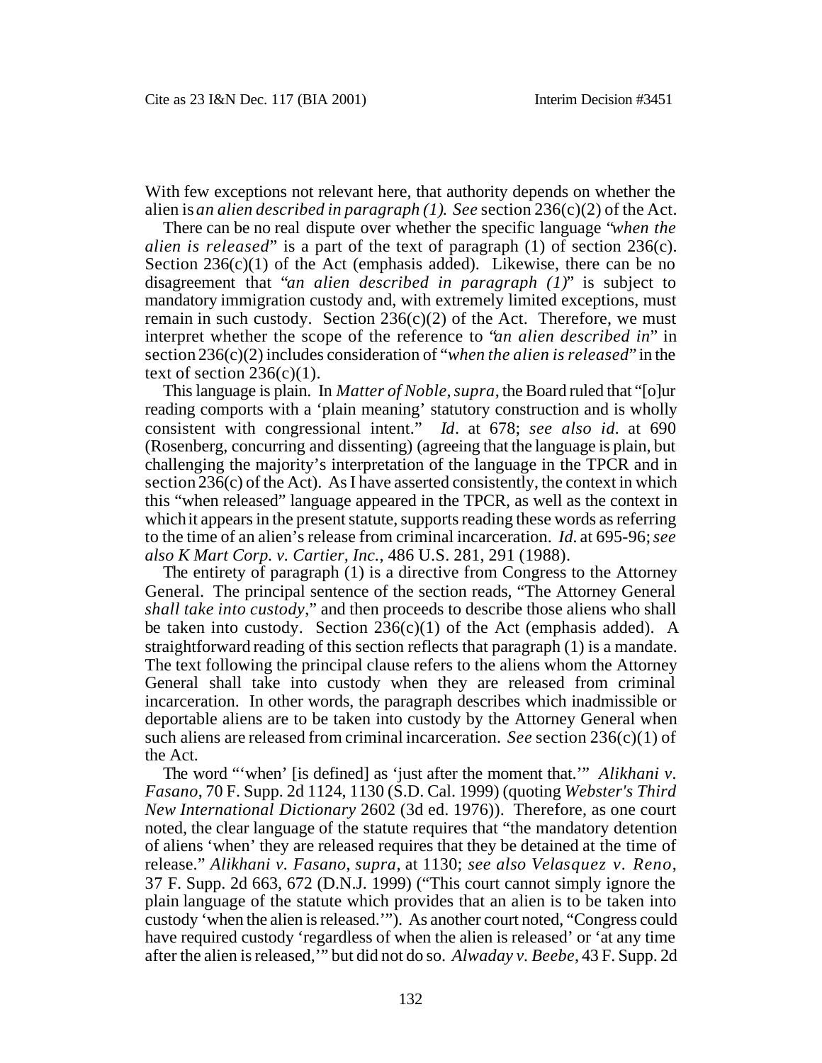With few exceptions not relevant here, that authority depends on whether the alien is *an alien described in paragraph (1). See* section 236(c)(2) of the Act.

There can be no real dispute over whether the specific language "*when the alien is released*" is a part of the text of paragraph (1) of section 236(c). Section 236(c)(1) of the Act (emphasis added). Likewise, there can be no disagreement that "*an alien described in paragraph (1)*" is subject to mandatory immigration custody and, with extremely limited exceptions, must remain in such custody. Section 236(c)(2) of the Act. Therefore, we must interpret whether the scope of the reference to "*an alien described in*" in section 236(c)(2) includes consideration of "*when the alien is released*" in the text of section 236(c)(1).

This language is plain. In *Matter of Noble*, *supra*, the Board ruled that "[o]ur reading comports with a 'plain meaning' statutory construction and is wholly consistent with congressional intent." *Id*. at 678; *see also id*. at 690 (Rosenberg, concurring and dissenting) (agreeing that the language is plain, but challenging the majority's interpretation of the language in the TPCR and in section 236(c) of the Act). As I have asserted consistently, the context in which this "when released" language appeared in the TPCR, as well as the context in which it appears in the present statute, supports reading these words as referring to the time of an alien's release from criminal incarceration. *Id*. at 695-96; *see also K Mart Corp. v. Cartier, Inc.*, 486 U.S. 281, 291 (1988).

The entirety of paragraph (1) is a directive from Congress to the Attorney General. The principal sentence of the section reads, "The Attorney General *shall take into custody*," and then proceeds to describe those aliens who shall be taken into custody. Section 236(c)(1) of the Act (emphasis added). A straightforward reading of this section reflects that paragraph (1) is a mandate. The text following the principal clause refers to the aliens whom the Attorney General shall take into custody when they are released from criminal incarceration. In other words, the paragraph describes which inadmissible or deportable aliens are to be taken into custody by the Attorney General when such aliens are released from criminal incarceration. *See* section 236(c)(1) of the Act.

The word "'when' [is defined] as 'just after the moment that.'" *Alikhani v. Fasano*, 70 F. Supp. 2d 1124, 1130 (S.D. Cal. 1999) (quoting *Webster's Third New International Dictionary* 2602 (3d ed. 1976)). Therefore, as one court noted, the clear language of the statute requires that "the mandatory detention of aliens 'when' they are released requires that they be detained at the time of release." *Alikhani v. Fasano*, *supra*, at 1130; *see also Velasquez v. Reno*, 37 F. Supp. 2d 663, 672 (D.N.J. 1999) ("This court cannot simply ignore the plain language of the statute which provides that an alien is to be taken into custody 'when the alien is released.'"). As another court noted, "Congress could have required custody 'regardless of when the alien is released' or 'at any time after the alien is released,'" but did not do so. *Alwaday v. Beebe*, 43 F. Supp. 2d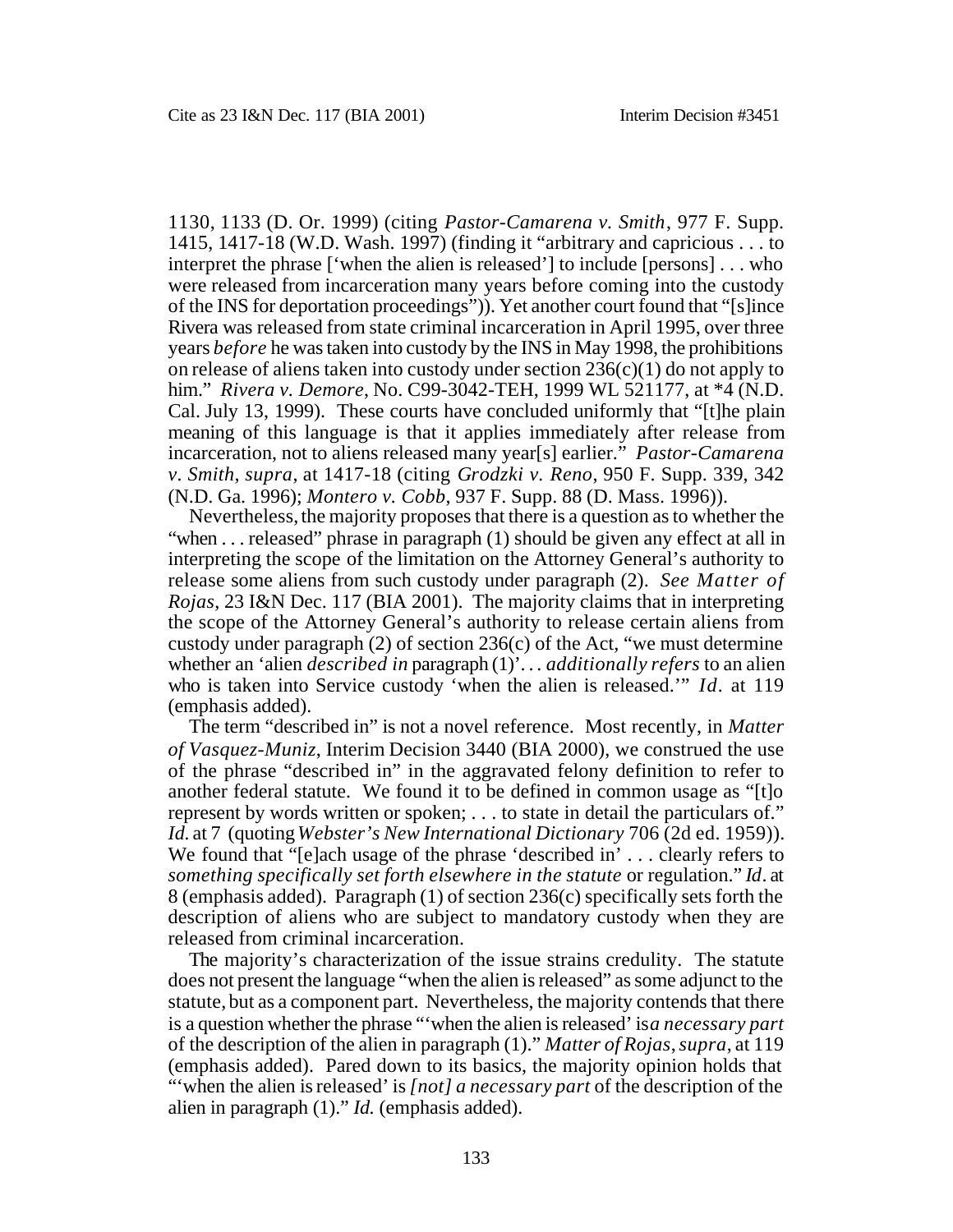1130, 1133 (D. Or. 1999) (citing *Pastor-Camarena v. Smith*, 977 F. Supp. 1415, 1417-18 (W.D. Wash. 1997) (finding it "arbitrary and capricious . . . to interpret the phrase ['when the alien is released'] to include [persons] . . . who were released from incarceration many years before coming into the custody of the INS for deportation proceedings")). Yet another court found that "[s]ince Rivera was released from state criminal incarceration in April 1995, over three years *before* he was taken into custody by the INS in May 1998, the prohibitions on release of aliens taken into custody under section 236(c)(1) do not apply to him." *Rivera v. Demore*, No. C99-3042-TEH, 1999 WL 521177, at *4 (N.D. Cal. July 13, 1999). These courts have concluded uniformly that "[t]he plain meaning of this language is that it applies immediately after release from incarceration, not to aliens released many year[s] earlier." *Pastor-Camarena v. Smith*, *supra*, at 1417-18 (citing *Grodzki v. Reno*, 950 F. Supp. 339, 342 (N.D. Ga. 1996); *Montero v. Cobb*, 937 F. Supp. 88 (D. Mass. 1996)).

Nevertheless, the majority proposes that there is a question as to whether the "when . . . released" phrase in paragraph (1) should be given any effect at all in interpreting the scope of the limitation on the Attorney General's authority to release some aliens from such custody under paragraph (2). *See Matter of Rojas*, 23 I&N Dec. 117 (BIA 2001). The majority claims that in interpreting the scope of the Attorney General's authority to release certain aliens from custody under paragraph (2) of section 236(c) of the Act, "we must determine whether an 'alien *described in* paragraph (1)'. . . *additionally refers* to an alien who is taken into Service custody 'when the alien is released.'" *Id.* at 119 (emphasis added).

The term "described in" is not a novel reference. Most recently, in *Matter of Vasquez-Muniz*, Interim Decision 3440 (BIA 2000), we construed the use of the phrase "described in" in the aggravated felony definition to refer to another federal statute. We found it to be defined in common usage as "[t]o represent by words written or spoken; . . . to state in detail the particulars of." *Id.* at 7 (quoting *Webster's New International Dictionary* 706 (2d ed. 1959)). We found that "[e]ach usage of the phrase 'described in' . . . clearly refers to *something specifically set forth elsewhere in the statute* or regulation." *Id.* at 8 (emphasis added). Paragraph (1) of section 236(c) specifically sets forth the description of aliens who are subject to mandatory custody when they are released from criminal incarceration.

The majority's characterization of the issue strains credulity. The statute does not present the language "when the alien is released" as some adjunct to the statute, but as a component part. Nevertheless, the majority contends that there is a question whether the phrase "'when the alien is released' is *a necessary part* of the description of the alien in paragraph (1)." *Matter of Rojas*, *supra*, at 119 (emphasis added). Pared down to its basics, the majority opinion holds that "'when the alien is released' is *[not] a necessary part* of the description of the alien in paragraph (1)." *Id.* (emphasis added).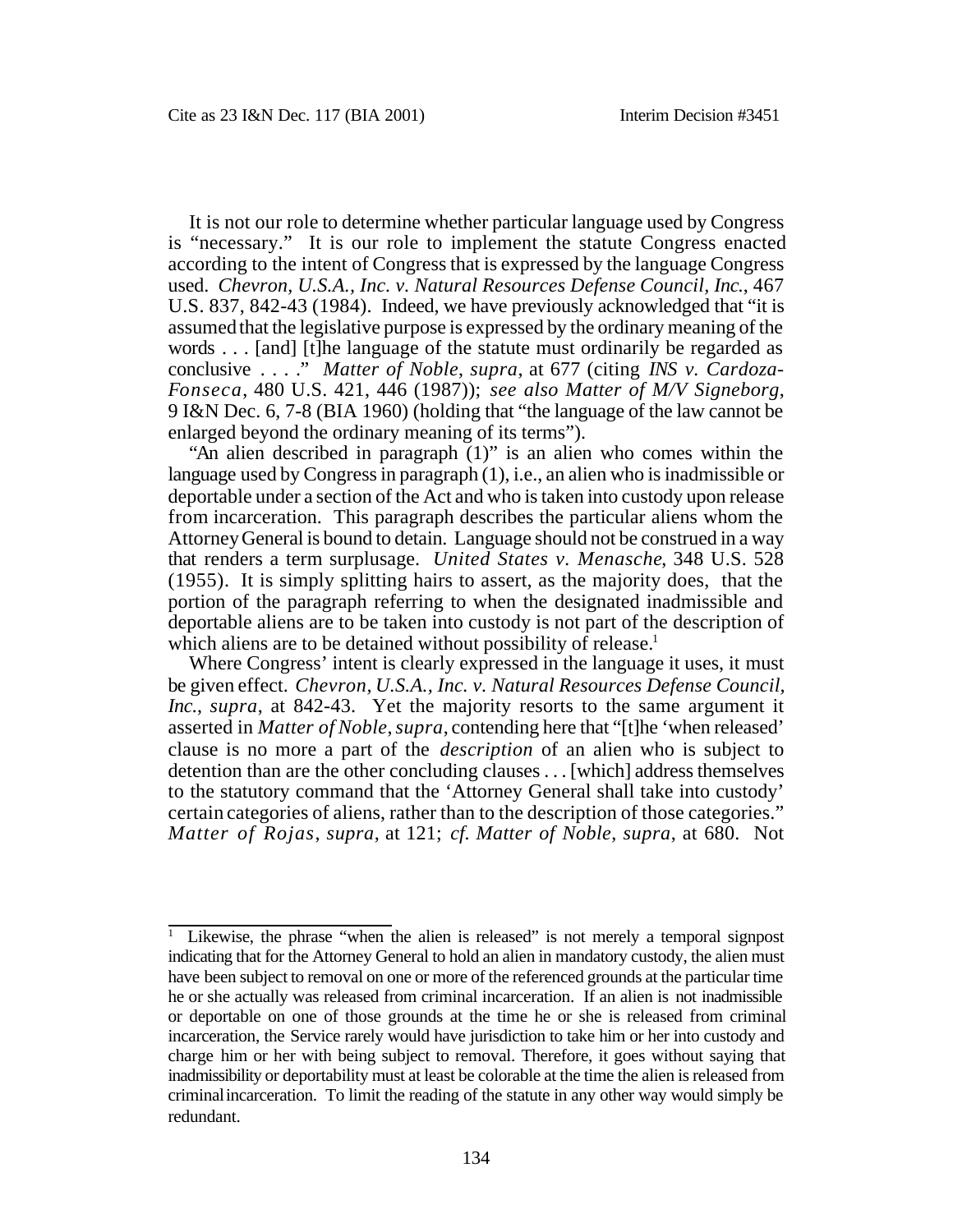It is not our role to determine whether particular language used by Congress is "necessary." It is our role to implement the statute Congress enacted according to the intent of Congress that is expressed by the language Congress used. *Chevron, U.S.A., Inc. v. Natural Resources Defense Council, Inc.*, 467 U.S. 837, 842-43 (1984). Indeed, we have previously acknowledged that "it is assumed that the legislative purpose is expressed by the ordinary meaning of the words . . . [and] [t]he language of the statute must ordinarily be regarded as conclusive . . . ." *Matter of Noble*, *supra*, at 677 (citing *INS v. Cardoza-Fonseca*, 480 U.S. 421, 446 (1987)); *see also Matter of M/V Signeborg*, 9 I&N Dec. 6, 7-8 (BIA 1960) (holding that "the language of the law cannot be enlarged beyond the ordinary meaning of its terms").

"An alien described in paragraph (1)" is an alien who comes within the language used by Congress in paragraph (1), i.e., an alien who is inadmissible or deportable under a section of the Act and who is taken into custody upon release from incarceration. This paragraph describes the particular aliens whom the Attorney General is bound to detain. Language should not be construed in a way that renders a term surplusage. *United States v. Menasche*, 348 U.S. 528 (1955). It is simply splitting hairs to assert, as the majority does, that the portion of the paragraph referring to when the designated inadmissible and deportable aliens are to be taken into custody is not part of the description of which aliens are to be detained without possibility of release.[1]

Where Congress' intent is clearly expressed in the language it uses, it must be given effect. *Chevron, U.S.A., Inc. v. Natural Resources Defense Council, Inc.*, *supra*, at 842-43. Yet the majority resorts to the same argument it asserted in *Matter of Noble*, *supra*, contending here that "[t]he 'when released' clause is no more a part of the *description* of an alien who is subject to detention than are the other concluding clauses . . . [which] address themselves to the statutory command that the 'Attorney General shall take into custody' certain categories of aliens, rather than to the description of those categories." *Matter of Rojas*, *supra*, at 121; *cf. Matter of Noble*, *supra*, at 680. Not

---

[1] Likewise, the phrase "when the alien is released" is not merely a temporal signpost indicating that for the Attorney General to hold an alien in mandatory custody, the alien must have been subject to removal on one or more of the referenced grounds at the particular time he or she actually was released from criminal incarceration. If an alien is not inadmissible or deportable on one of those grounds at the time he or she is released from criminal incarceration, the Service rarely would have jurisdiction to take him or her into custody and charge him or her with being subject to removal. Therefore, it goes without saying that inadmissibility or deportability must at least be colorable at the time the alien is released from criminal incarceration. To limit the reading of the statute in any other way would simply be redundant.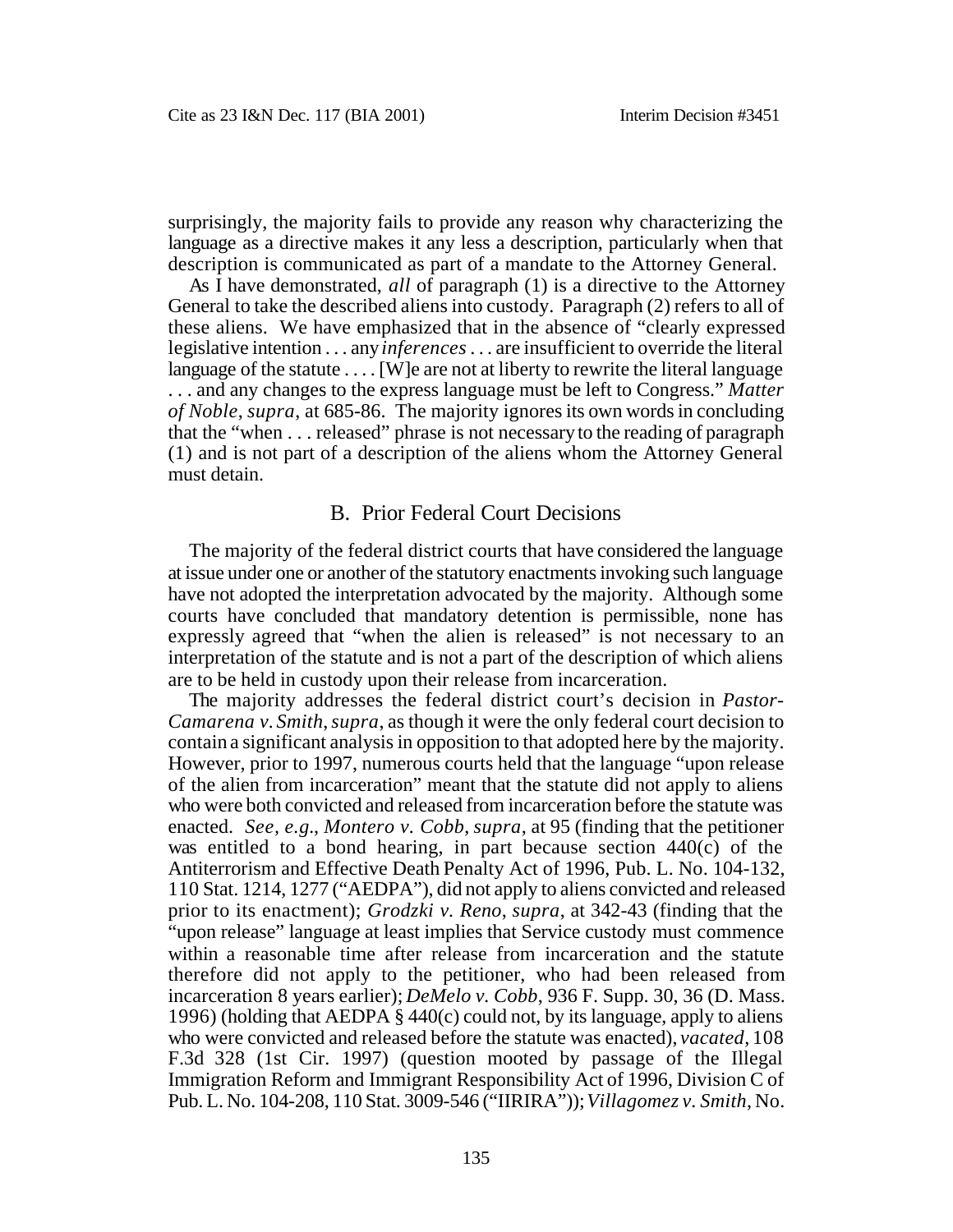surprisingly, the majority fails to provide any reason why characterizing the language as a directive makes it any less a description, particularly when that description is communicated as part of a mandate to the Attorney General.

As I have demonstrated, *all* of paragraph (1) is a directive to the Attorney General to take the described aliens into custody. Paragraph (2) refers to all of these aliens. We have emphasized that in the absence of "clearly expressed legislative intention . . . any *inferences* . . . are insufficient to override the literal language of the statute . . . . [W]e are not at liberty to rewrite the literal language . . . and any changes to the express language must be left to Congress." *Matter of Noble*, *supra*, at 685-86. The majority ignores its own words in concluding that the "when . . . released" phrase is not necessary to the reading of paragraph (1) and is not part of a description of the aliens whom the Attorney General must detain.

## B. Prior Federal Court Decisions

The majority of the federal district courts that have considered the language at issue under one or another of the statutory enactments invoking such language have not adopted the interpretation advocated by the majority. Although some courts have concluded that mandatory detention is permissible, none has expressly agreed that "when the alien is released" is not necessary to an interpretation of the statute and is not a part of the description of which aliens are to be held in custody upon their release from incarceration.

The majority addresses the federal district court's decision in *Pastor-Camarena v. Smith*, *supra*, as though it were the only federal court decision to contain a significant analysis in opposition to that adopted here by the majority. However, prior to 1997, numerous courts held that the language "upon release of the alien from incarceration" meant that the statute did not apply to aliens who were both convicted and released from incarceration before the statute was enacted. *See, e.g.*, *Montero v. Cobb*, *supra*, at 95 (finding that the petitioner was entitled to a bond hearing, in part because section 440(c) of the Antiterrorism and Effective Death Penalty Act of 1996, Pub. L. No. 104-132, 110 Stat. 1214, 1277 ("AEDPA"), did not apply to aliens convicted and released prior to its enactment); *Grodzki v. Reno*, *supra*, at 342-43 (finding that the "upon release" language at least implies that Service custody must commence within a reasonable time after release from incarceration and the statute therefore did not apply to the petitioner, who had been released from incarceration 8 years earlier); *DeMelo v. Cobb*, 936 F. Supp. 30, 36 (D. Mass. 1996) (holding that AEDPA § 440(c) could not, by its language, apply to aliens who were convicted and released before the statute was enacted), *vacated*, 108 F.3d 328 (1st Cir. 1997) (question mooted by passage of the Illegal Immigration Reform and Immigrant Responsibility Act of 1996, Division C of Pub. L. No. 104-208, 110 Stat. 3009-546 ("IIRIRA")); *Villagomez v. Smith*, No.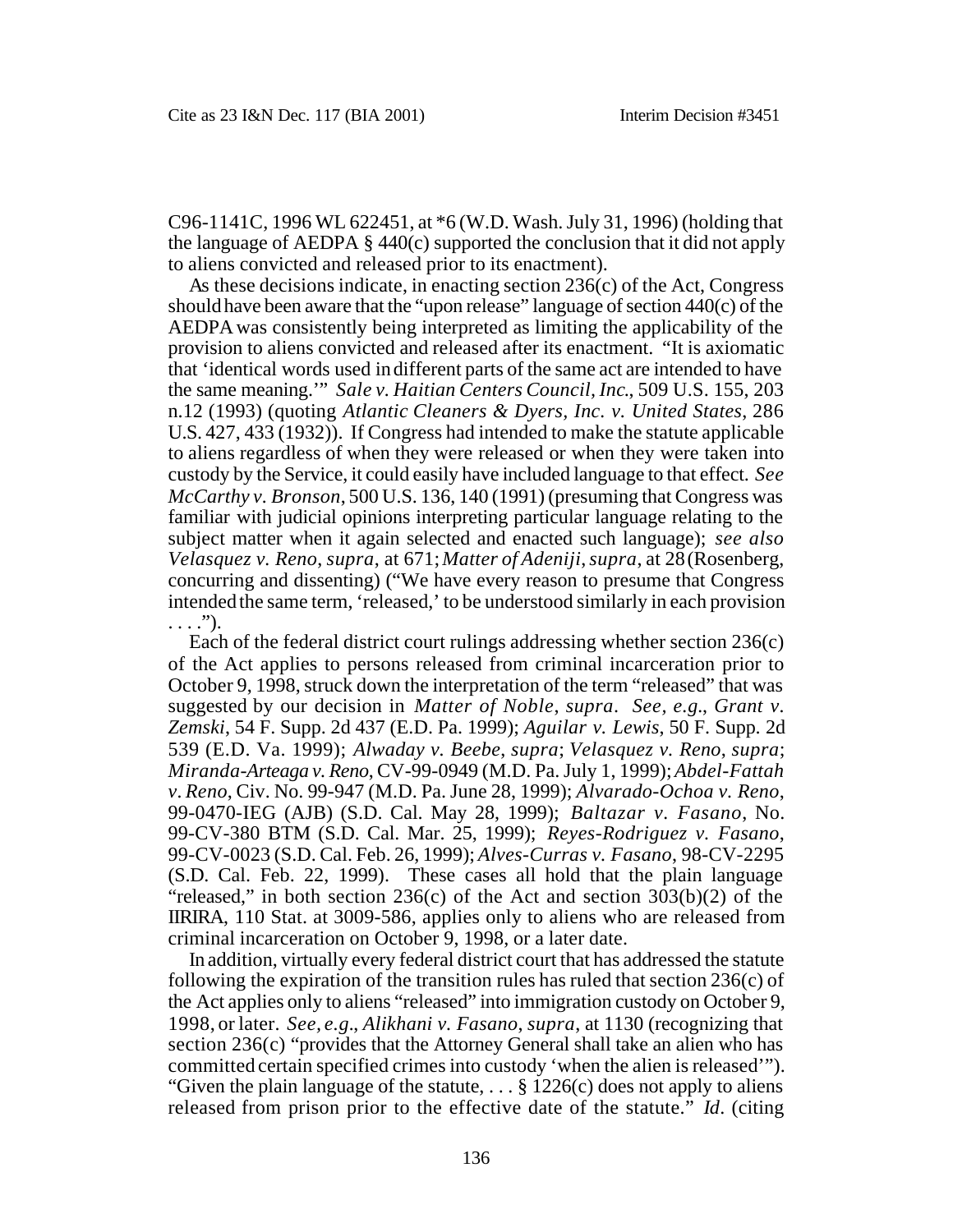C96-1141C, 1996 WL 622451, at *6 (W.D. Wash. July 31, 1996) (holding that the language of AEDPA § 440(c) supported the conclusion that it did not apply to aliens convicted and released prior to its enactment).

As these decisions indicate, in enacting section 236(c) of the Act, Congress should have been aware that the "upon release" language of section 440(c) of the AEDPA was consistently being interpreted as limiting the applicability of the provision to aliens convicted and released after its enactment. "It is axiomatic that 'identical words used in different parts of the same act are intended to have the same meaning.'" *Sale v. Haitian Centers Council, Inc.*, 509 U.S. 155, 203 n.12 (1993) (quoting *Atlantic Cleaners & Dyers, Inc. v. United States*, 286 U.S. 427, 433 (1932)). If Congress had intended to make the statute applicable to aliens regardless of when they were released or when they were taken into custody by the Service, it could easily have included language to that effect. *See McCarthy v. Bronson*, 500 U.S. 136, 140 (1991) (presuming that Congress was familiar with judicial opinions interpreting particular language relating to the subject matter when it again selected and enacted such language); *see also Velasquez v. Reno*, *supra*, at 671; *Matter of Adeniji*, *supra*, at 28 (Rosenberg, concurring and dissenting) ("We have every reason to presume that Congress intended the same term, 'released,' to be understood similarly in each provision . . . .").

Each of the federal district court rulings addressing whether section 236(c) of the Act applies to persons released from criminal incarceration prior to October 9, 1998, struck down the interpretation of the term "released" that was suggested by our decision in *Matter of Noble*, *supra*. *See, e.g.*, *Grant v. Zemski*, 54 F. Supp. 2d 437 (E.D. Pa. 1999); *Aguilar v. Lewis*, 50 F. Supp. 2d 539 (E.D. Va. 1999); *Alwaday v. Beebe*, *supra*; *Velasquez v. Reno*, *supra*; *Miranda-Arteaga v. Reno*, CV-99-0949 (M.D. Pa. July 1, 1999); *Abdel-Fattah v. Reno*, Civ. No. 99-947 (M.D. Pa. June 28, 1999); *Alvarado-Ochoa v. Reno*, 99-0470-IEG (AJB) (S.D. Cal. May 28, 1999); *Baltazar v. Fasano*, No. 99-CV-380 BTM (S.D. Cal. Mar. 25, 1999); *Reyes-Rodriguez v. Fasano*, 99-CV-0023 (S.D. Cal. Feb. 26, 1999); *Alves-Curras v. Fasano*, 98-CV-2295 (S.D. Cal. Feb. 22, 1999). These cases all hold that the plain language "released," in both section 236(c) of the Act and section 303(b)(2) of the IIRIRA, 110 Stat. at 3009-586, applies only to aliens who are released from criminal incarceration on October 9, 1998, or a later date.

In addition, virtually every federal district court that has addressed the statute following the expiration of the transition rules has ruled that section 236(c) of the Act applies only to aliens "released" into immigration custody on October 9, 1998, or later. *See, e.g.*, *Alikhani v. Fasano*, *supra*, at 1130 (recognizing that section 236(c) "provides that the Attorney General shall take an alien who has committed certain specified crimes into custody 'when the alien is released'"). "Given the plain language of the statute, . . . § 1226(c) does not apply to aliens released from prison prior to the effective date of the statute." *Id.* (citing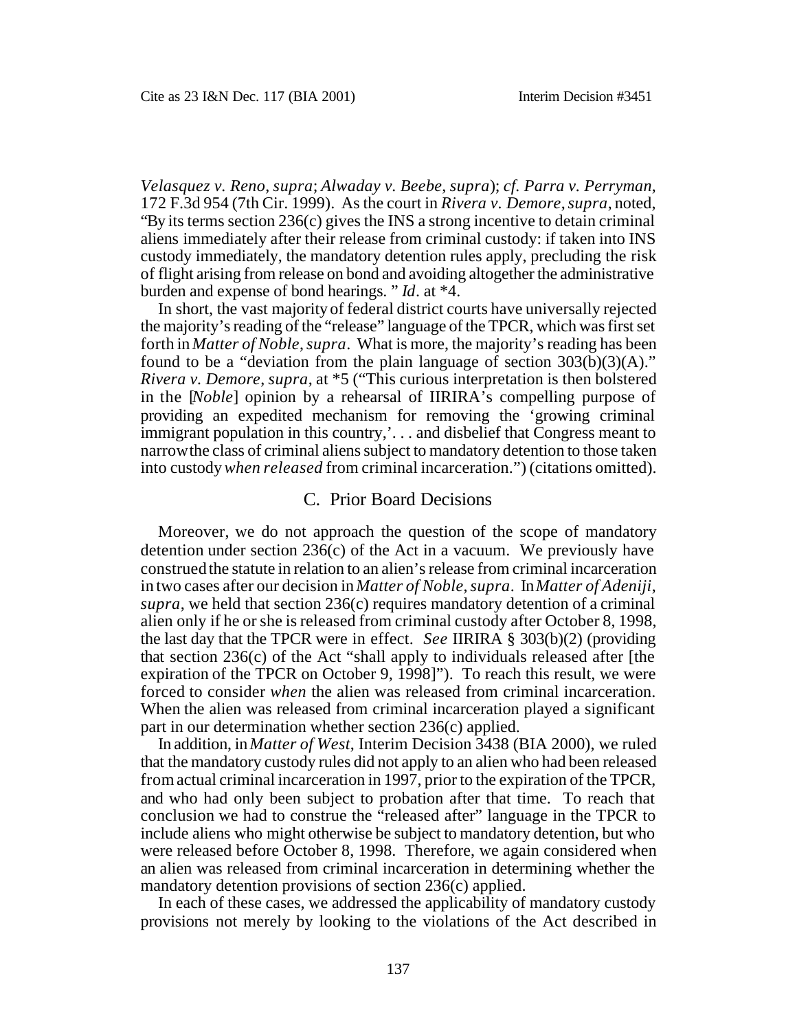*Velasquez v. Reno*, *supra*; *Alwaday v. Beebe*, *supra*); *cf. Parra v. Perryman*, 172 F.3d 954 (7th Cir. 1999). As the court in *Rivera v. Demore*, *supra*, noted, "By its terms section 236(c) gives the INS a strong incentive to detain criminal aliens immediately after their release from criminal custody: if taken into INS custody immediately, the mandatory detention rules apply, precluding the risk of flight arising from release on bond and avoiding altogether the administrative burden and expense of bond hearings. " *Id*. at *4.

In short, the vast majority of federal district courts have universally rejected the majority's reading of the "release" language of the TPCR, which was first set forth in *Matter of Noble*, *supra*. What is more, the majority's reading has been found to be a "deviation from the plain language of section 303(b)(3)(A)." *Rivera v. Demore*, *supra*, at *5 ("This curious interpretation is then bolstered in the [*Noble*] opinion by a rehearsal of IIRIRA's compelling purpose of providing an expedited mechanism for removing the 'growing criminal immigrant population in this country,'. . . and disbelief that Congress meant to narrow the class of criminal aliens subject to mandatory detention to those taken into custody *when released* from criminal incarceration.") (citations omitted).

## C. Prior Board Decisions

Moreover, we do not approach the question of the scope of mandatory detention under section 236(c) of the Act in a vacuum. We previously have construed the statute in relation to an alien's release from criminal incarceration in two cases after our decision in *Matter of Noble*, *supra*. In *Matter of Adeniji*, *supra*, we held that section 236(c) requires mandatory detention of a criminal alien only if he or she is released from criminal custody after October 8, 1998, the last day that the TPCR were in effect. *See* IIRIRA § 303(b)(2) (providing that section 236(c) of the Act "shall apply to individuals released after [the expiration of the TPCR on October 9, 1998]"). To reach this result, we were forced to consider *when* the alien was released from criminal incarceration. When the alien was released from criminal incarceration played a significant part in our determination whether section 236(c) applied.

In addition, in *Matter of West*, Interim Decision 3438 (BIA 2000), we ruled that the mandatory custody rules did not apply to an alien who had been released from actual criminal incarceration in 1997, prior to the expiration of the TPCR, and who had only been subject to probation after that time. To reach that conclusion we had to construe the "released after" language in the TPCR to include aliens who might otherwise be subject to mandatory detention, but who were released before October 8, 1998. Therefore, we again considered when an alien was released from criminal incarceration in determining whether the mandatory detention provisions of section 236(c) applied.

In each of these cases, we addressed the applicability of mandatory custody provisions not merely by looking to the violations of the Act described in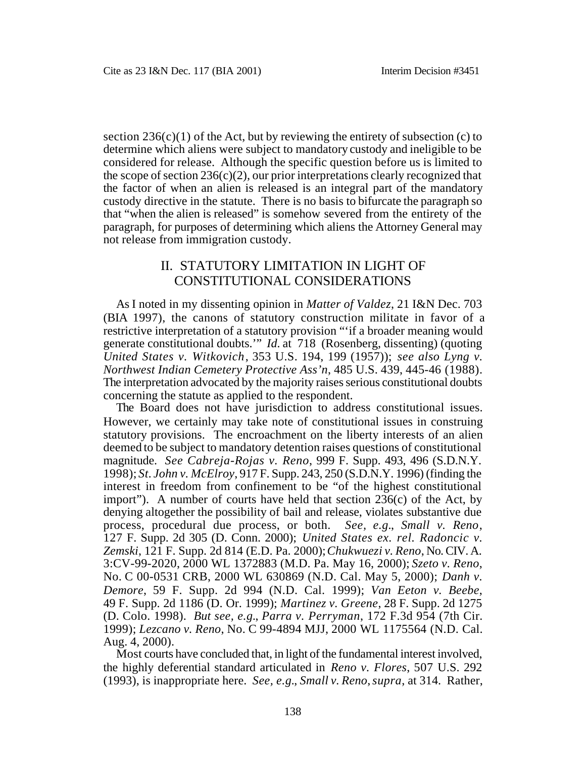section 236(c)(1) of the Act, but by reviewing the entirety of subsection (c) to determine which aliens were subject to mandatory custody and ineligible to be considered for release. Although the specific question before us is limited to the scope of section 236(c)(2), our prior interpretations clearly recognized that the factor of when an alien is released is an integral part of the mandatory custody directive in the statute. There is no basis to bifurcate the paragraph so that "when the alien is released" is somehow severed from the entirety of the paragraph, for purposes of determining which aliens the Attorney General may not release from immigration custody.

## II. STATUTORY LIMITATION IN LIGHT OF CONSTITUTIONAL CONSIDERATIONS

As I noted in my dissenting opinion in *Matter of Valdez*, 21 I&N Dec. 703 (BIA 1997), the canons of statutory construction militate in favor of a restrictive interpretation of a statutory provision "'if a broader meaning would generate constitutional doubts.'" *Id.* at 718 (Rosenberg, dissenting) (quoting *United States v. Witkovich*, 353 U.S. 194, 199 (1957)); *see also Lyng v. Northwest Indian Cemetery Protective Ass'n,* 485 U.S. 439, 445-46 (1988). The interpretation advocated by the majority raises serious constitutional doubts concerning the statute as applied to the respondent.

The Board does not have jurisdiction to address constitutional issues. However, we certainly may take note of constitutional issues in construing statutory provisions. The encroachment on the liberty interests of an alien deemed to be subject to mandatory detention raises questions of constitutional magnitude. *See Cabreja-Rojas v. Reno*, 999 F. Supp. 493, 496 (S.D.N.Y. 1998); *St. John v. McElroy*, 917 F. Supp. 243, 250 (S.D.N.Y. 1996) (finding the interest in freedom from confinement to be "of the highest constitutional import"). A number of courts have held that section 236(c) of the Act, by denying altogether the possibility of bail and release, violates substantive due process, procedural due process, or both. *See, e.g., Small v. Reno*, 127 F. Supp. 2d 305 (D. Conn. 2000); *United States ex. rel. Radoncic v. Zemski*, 121 F. Supp. 2d 814 (E.D. Pa. 2000); *Chukwuezi v. Reno*, No. CIV. A. 3:CV-99-2020, 2000 WL 1372883 (M.D. Pa. May 16, 2000); *Szeto v. Reno*, No. C 00-0531 CRB, 2000 WL 630869 (N.D. Cal. May 5, 2000); *Danh v. Demore*, 59 F. Supp. 2d 994 (N.D. Cal. 1999); *Van Eeton v. Beebe*, 49 F. Supp. 2d 1186 (D. Or. 1999); *Martinez v. Greene*, 28 F. Supp. 2d 1275 (D. Colo. 1998). *But see, e.g., Parra v. Perryman*, 172 F.3d 954 (7th Cir. 1999); *Lezcano v. Reno*, No. C 99-4894 MJJ, 2000 WL 1175564 (N.D. Cal. Aug. 4, 2000).

Most courts have concluded that, in light of the fundamental interest involved, the highly deferential standard articulated in *Reno v. Flores*, 507 U.S. 292 (1993), is inappropriate here. *See, e.g., Small v. Reno, supra*, at 314. Rather,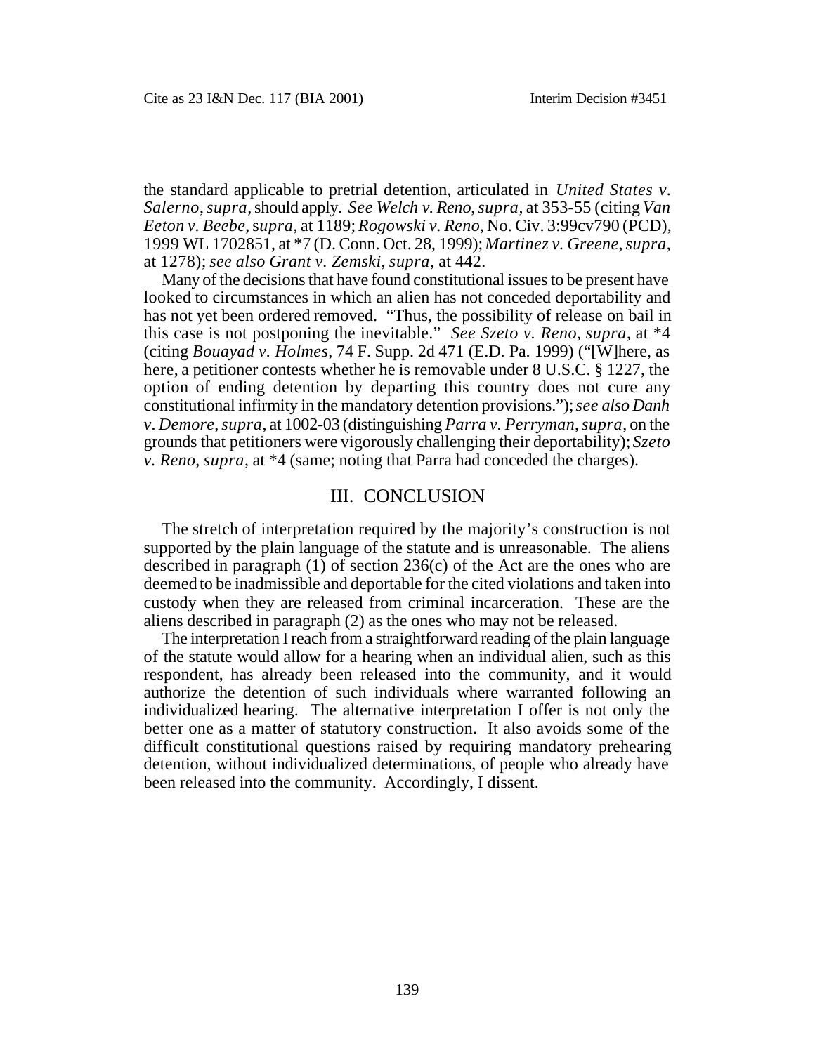the standard applicable to pretrial detention, articulated in *United States v. Salerno*, *supra*, should apply. *See Welch v. Reno*, *supra*, at 353-55 (citing *Van Eeton v. Beebe*, *supra*, at 1189; *Rogowski v. Reno*, No. Civ. 3:99cv790 (PCD), 1999 WL 1702851, at *7 (D. Conn. Oct. 28, 1999); *Martinez v. Greene*, *supra*, at 1278); *see also Grant v. Zemski*, *supra*, at 442.

Many of the decisions that have found constitutional issues to be present have looked to circumstances in which an alien has not conceded deportability and has not yet been ordered removed. "Thus, the possibility of release on bail in this case is not postponing the inevitable." *See Szeto v. Reno*, *supra*, at *4 (citing *Bouayad v. Holmes*, 74 F. Supp. 2d 471 (E.D. Pa. 1999) ("[W]here, as here, a petitioner contests whether he is removable under 8 U.S.C. § 1227, the option of ending detention by departing this country does not cure any constitutional infirmity in the mandatory detention provisions."); *see also Danh v. Demore*, *supra*, at 1002-03 (distinguishing *Parra v. Perryman*, *supra*, on the grounds that petitioners were vigorously challenging their deportability); *Szeto v. Reno*, *supra*, at *4 (same; noting that Parra had conceded the charges).

## III. CONCLUSION

The stretch of interpretation required by the majority's construction is not supported by the plain language of the statute and is unreasonable. The aliens described in paragraph (1) of section 236(c) of the Act are the ones who are deemed to be inadmissible and deportable for the cited violations and taken into custody when they are released from criminal incarceration. These are the aliens described in paragraph (2) as the ones who may not be released.

The interpretation I reach from a straightforward reading of the plain language of the statute would allow for a hearing when an individual alien, such as this respondent, has already been released into the community, and it would authorize the detention of such individuals where warranted following an individualized hearing. The alternative interpretation I offer is not only the better one as a matter of statutory construction. It also avoids some of the difficult constitutional questions raised by requiring mandatory prehearing detention, without individualized determinations, of people who already have been released into the community. Accordingly, I dissent.